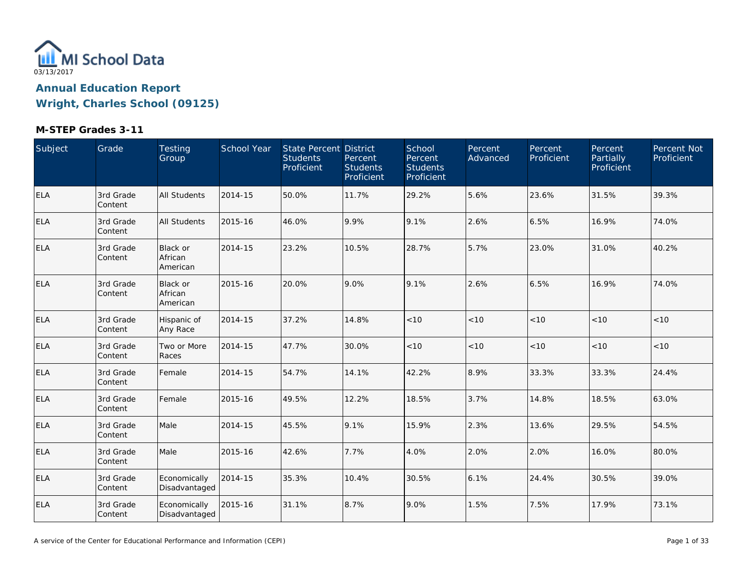MI School Data

03/13/2017

# Annual Education Report
# Wright, Charles School (09125)

### M-STEP Grades 3-11

| Subject | Grade | Testing Group | School Year | State Percent Students Proficient | District Percent Students Proficient | School Percent Students Proficient | Percent Advanced | Percent Proficient | Percent Partially Proficient | Percent Not Proficient |
|---|---|---|---|---|---|---|---|---|---|---|
| ELA | 3rd Grade Content | All Students | 2014-15 | 50.0% | 11.7% | 29.2% | 5.6% | 23.6% | 31.5% | 39.3% |
| ELA | 3rd Grade Content | All Students | 2015-16 | 46.0% | 9.9% | 9.1% | 2.6% | 6.5% | 16.9% | 74.0% |
| ELA | 3rd Grade Content | Black or African American | 2014-15 | 23.2% | 10.5% | 28.7% | 5.7% | 23.0% | 31.0% | 40.2% |
| ELA | 3rd Grade Content | Black or African American | 2015-16 | 20.0% | 9.0% | 9.1% | 2.6% | 6.5% | 16.9% | 74.0% |
| ELA | 3rd Grade Content | Hispanic of Any Race | 2014-15 | 37.2% | 14.8% | <10 | <10 | <10 | <10 | <10 |
| ELA | 3rd Grade Content | Two or More Races | 2014-15 | 47.7% | 30.0% | <10 | <10 | <10 | <10 | <10 |
| ELA | 3rd Grade Content | Female | 2014-15 | 54.7% | 14.1% | 42.2% | 8.9% | 33.3% | 33.3% | 24.4% |
| ELA | 3rd Grade Content | Female | 2015-16 | 49.5% | 12.2% | 18.5% | 3.7% | 14.8% | 18.5% | 63.0% |
| ELA | 3rd Grade Content | Male | 2014-15 | 45.5% | 9.1% | 15.9% | 2.3% | 13.6% | 29.5% | 54.5% |
| ELA | 3rd Grade Content | Male | 2015-16 | 42.6% | 7.7% | 4.0% | 2.0% | 2.0% | 16.0% | 80.0% |
| ELA | 3rd Grade Content | Economically Disadvantaged | 2014-15 | 35.3% | 10.4% | 30.5% | 6.1% | 24.4% | 30.5% | 39.0% |
| ELA | 3rd Grade Content | Economically Disadvantaged | 2015-16 | 31.1% | 8.7% | 9.0% | 1.5% | 7.5% | 17.9% | 73.1% |

A service of the Center for Educational Performance and Information (CEPI)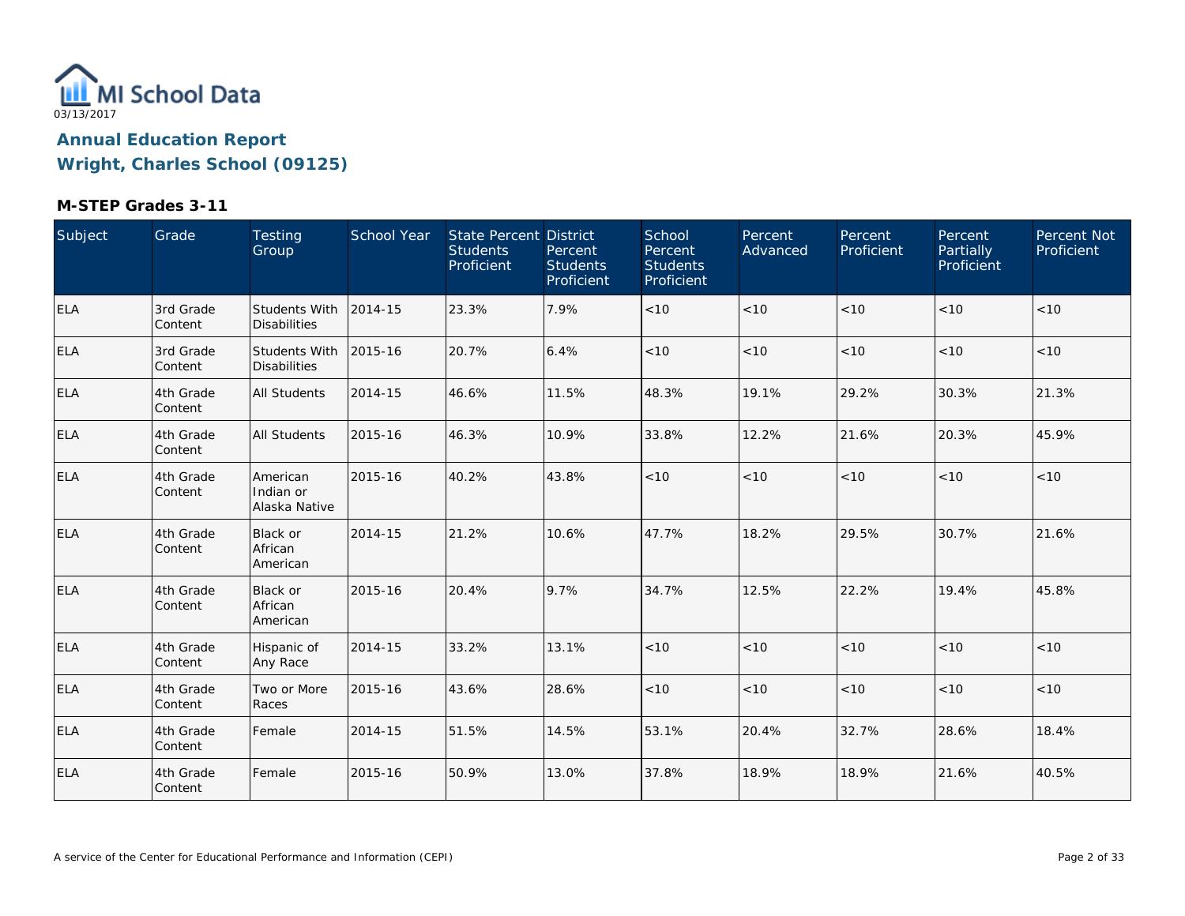MI School Data

03/13/2017

## Annual Education Report
## Wright, Charles School (09125)

### M-STEP Grades 3-11

| Subject | Grade | Testing Group | School Year | State Percent Students Proficient | District Percent Students Proficient | School Percent Students Proficient | Percent Advanced | Percent Proficient | Percent Partially Proficient | Percent Not Proficient |
|---|---|---|---|---|---|---|---|---|---|---|
| ELA | 3rd Grade Content | Students With Disabilities | 2014-15 | 23.3% | 7.9% | <10 | <10 | <10 | <10 | <10 |
| ELA | 3rd Grade Content | Students With Disabilities | 2015-16 | 20.7% | 6.4% | <10 | <10 | <10 | <10 | <10 |
| ELA | 4th Grade Content | All Students | 2014-15 | 46.6% | 11.5% | 48.3% | 19.1% | 29.2% | 30.3% | 21.3% |
| ELA | 4th Grade Content | All Students | 2015-16 | 46.3% | 10.9% | 33.8% | 12.2% | 21.6% | 20.3% | 45.9% |
| ELA | 4th Grade Content | American Indian or Alaska Native | 2015-16 | 40.2% | 43.8% | <10 | <10 | <10 | <10 | <10 |
| ELA | 4th Grade Content | Black or African American | 2014-15 | 21.2% | 10.6% | 47.7% | 18.2% | 29.5% | 30.7% | 21.6% |
| ELA | 4th Grade Content | Black or African American | 2015-16 | 20.4% | 9.7% | 34.7% | 12.5% | 22.2% | 19.4% | 45.8% |
| ELA | 4th Grade Content | Hispanic of Any Race | 2014-15 | 33.2% | 13.1% | <10 | <10 | <10 | <10 | <10 |
| ELA | 4th Grade Content | Two or More Races | 2015-16 | 43.6% | 28.6% | <10 | <10 | <10 | <10 | <10 |
| ELA | 4th Grade Content | Female | 2014-15 | 51.5% | 14.5% | 53.1% | 20.4% | 32.7% | 28.6% | 18.4% |
| ELA | 4th Grade Content | Female | 2015-16 | 50.9% | 13.0% | 37.8% | 18.9% | 18.9% | 21.6% | 40.5% |

A service of the Center for Educational Performance and Information (CEPI)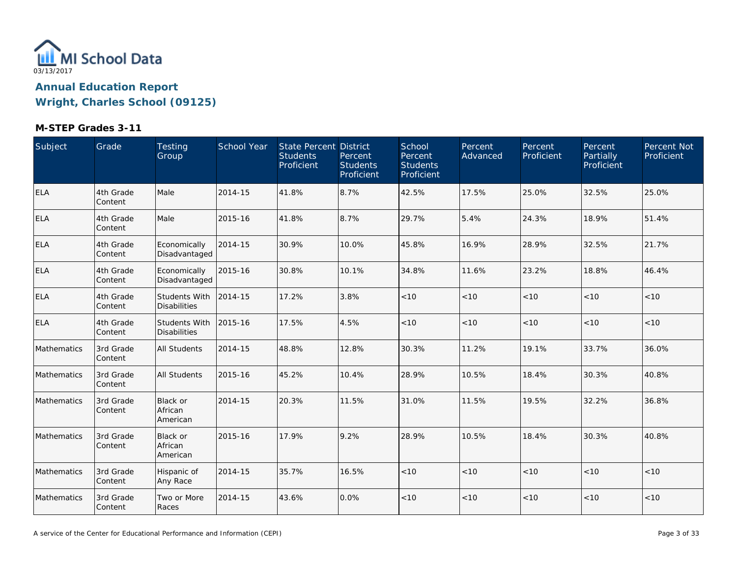MI School Data

03/13/2017

## Annual Education Report
## Wright, Charles School (09125)

### M-STEP Grades 3-11

| Subject | Grade | Testing Group | School Year | State Percent Students Proficient | District Percent Students Proficient | School Percent Students Proficient | Percent Advanced | Percent Proficient | Percent Partially Proficient | Percent Not Proficient |
|---|---|---|---|---|---|---|---|---|---|---|
| ELA | 4th Grade Content | Male | 2014-15 | 41.8% | 8.7% | 42.5% | 17.5% | 25.0% | 32.5% | 25.0% |
| ELA | 4th Grade Content | Male | 2015-16 | 41.8% | 8.7% | 29.7% | 5.4% | 24.3% | 18.9% | 51.4% |
| ELA | 4th Grade Content | Economically Disadvantaged | 2014-15 | 30.9% | 10.0% | 45.8% | 16.9% | 28.9% | 32.5% | 21.7% |
| ELA | 4th Grade Content | Economically Disadvantaged | 2015-16 | 30.8% | 10.1% | 34.8% | 11.6% | 23.2% | 18.8% | 46.4% |
| ELA | 4th Grade Content | Students With Disabilities | 2014-15 | 17.2% | 3.8% | <10 | <10 | <10 | <10 | <10 |
| ELA | 4th Grade Content | Students With Disabilities | 2015-16 | 17.5% | 4.5% | <10 | <10 | <10 | <10 | <10 |
| Mathematics | 3rd Grade Content | All Students | 2014-15 | 48.8% | 12.8% | 30.3% | 11.2% | 19.1% | 33.7% | 36.0% |
| Mathematics | 3rd Grade Content | All Students | 2015-16 | 45.2% | 10.4% | 28.9% | 10.5% | 18.4% | 30.3% | 40.8% |
| Mathematics | 3rd Grade Content | Black or African American | 2014-15 | 20.3% | 11.5% | 31.0% | 11.5% | 19.5% | 32.2% | 36.8% |
| Mathematics | 3rd Grade Content | Black or African American | 2015-16 | 17.9% | 9.2% | 28.9% | 10.5% | 18.4% | 30.3% | 40.8% |
| Mathematics | 3rd Grade Content | Hispanic of Any Race | 2014-15 | 35.7% | 16.5% | <10 | <10 | <10 | <10 | <10 |
| Mathematics | 3rd Grade Content | Two or More Races | 2014-15 | 43.6% | 0.0% | <10 | <10 | <10 | <10 | <10 |

A service of the Center for Educational Performance and Information (CEPI)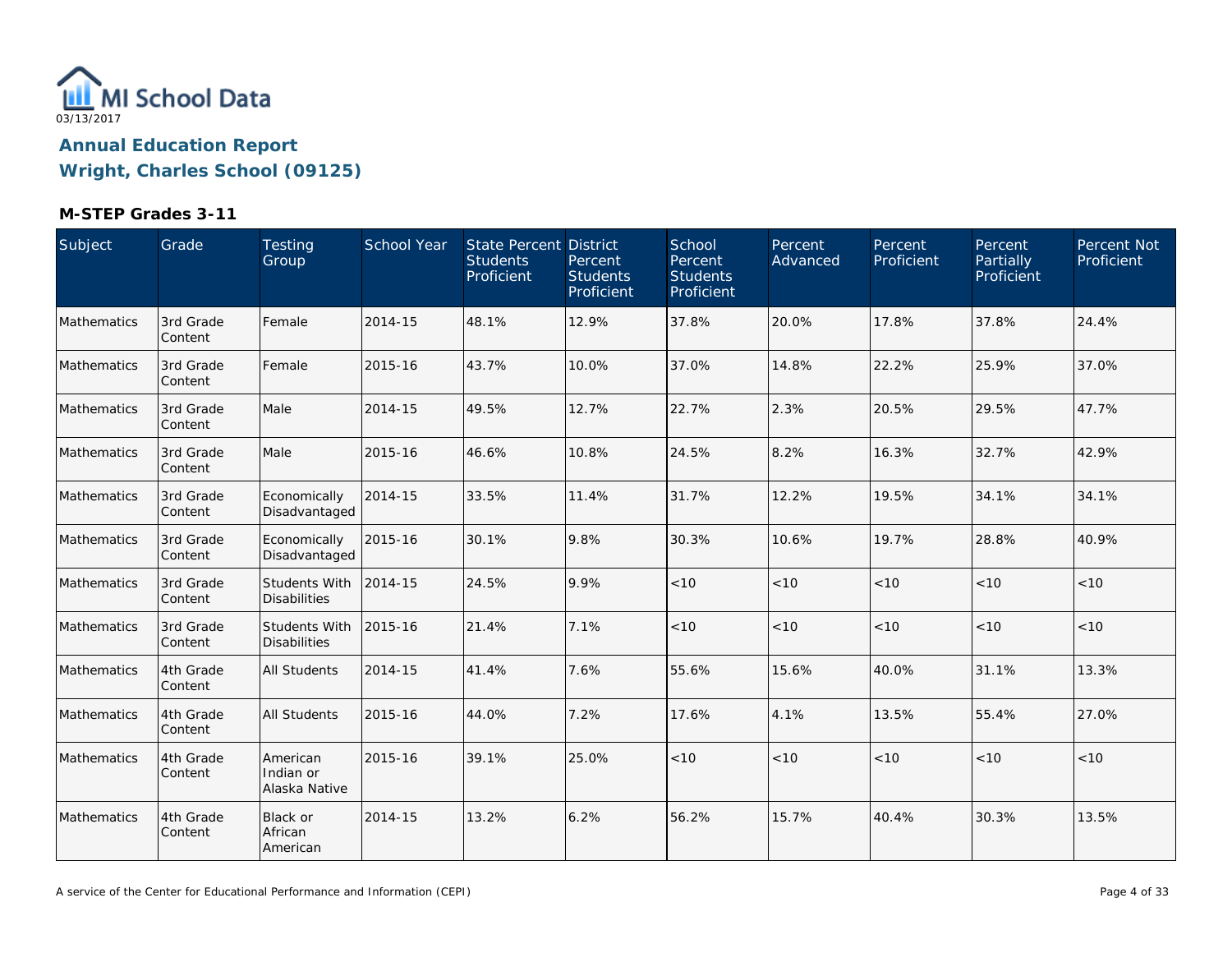MI School Data

03/13/2017

## Annual Education Report
## Wright, Charles School (09125)

### M-STEP Grades 3-11

| Subject | Grade | Testing Group | School Year | State Percent Students Proficient | District Percent Students Proficient | School Percent Students Proficient | Percent Advanced | Percent Proficient | Percent Partially Proficient | Percent Not Proficient |
|---|---|---|---|---|---|---|---|---|---|---|
| Mathematics | 3rd Grade Content | Female | 2014-15 | 48.1% | 12.9% | 37.8% | 20.0% | 17.8% | 37.8% | 24.4% |
| Mathematics | 3rd Grade Content | Female | 2015-16 | 43.7% | 10.0% | 37.0% | 14.8% | 22.2% | 25.9% | 37.0% |
| Mathematics | 3rd Grade Content | Male | 2014-15 | 49.5% | 12.7% | 22.7% | 2.3% | 20.5% | 29.5% | 47.7% |
| Mathematics | 3rd Grade Content | Male | 2015-16 | 46.6% | 10.8% | 24.5% | 8.2% | 16.3% | 32.7% | 42.9% |
| Mathematics | 3rd Grade Content | Economically Disadvantaged | 2014-15 | 33.5% | 11.4% | 31.7% | 12.2% | 19.5% | 34.1% | 34.1% |
| Mathematics | 3rd Grade Content | Economically Disadvantaged | 2015-16 | 30.1% | 9.8% | 30.3% | 10.6% | 19.7% | 28.8% | 40.9% |
| Mathematics | 3rd Grade Content | Students With Disabilities | 2014-15 | 24.5% | 9.9% | <10 | <10 | <10 | <10 | <10 |
| Mathematics | 3rd Grade Content | Students With Disabilities | 2015-16 | 21.4% | 7.1% | <10 | <10 | <10 | <10 | <10 |
| Mathematics | 4th Grade Content | All Students | 2014-15 | 41.4% | 7.6% | 55.6% | 15.6% | 40.0% | 31.1% | 13.3% |
| Mathematics | 4th Grade Content | All Students | 2015-16 | 44.0% | 7.2% | 17.6% | 4.1% | 13.5% | 55.4% | 27.0% |
| Mathematics | 4th Grade Content | American Indian or Alaska Native | 2015-16 | 39.1% | 25.0% | <10 | <10 | <10 | <10 | <10 |
| Mathematics | 4th Grade Content | Black or African American | 2014-15 | 13.2% | 6.2% | 56.2% | 15.7% | 40.4% | 30.3% | 13.5% |

A service of the Center for Educational Performance and Information (CEPI)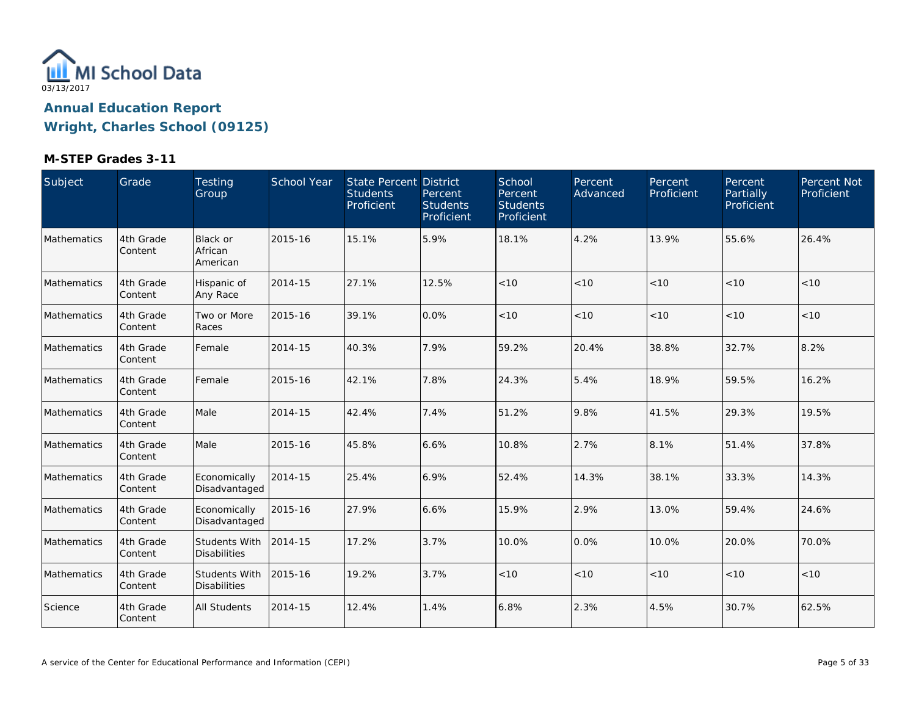MI School Data

03/13/2017

## Annual Education Report
## Wright, Charles School (09125)

### M-STEP Grades 3-11

| Subject | Grade | Testing Group | School Year | State Percent Students Proficient | District Percent Students Proficient | School Percent Students Proficient | Percent Advanced | Percent Proficient | Percent Partially Proficient | Percent Not Proficient |
|---|---|---|---|---|---|---|---|---|---|---|
| Mathematics | 4th Grade Content | Black or African American | 2015-16 | 15.1% | 5.9% | 18.1% | 4.2% | 13.9% | 55.6% | 26.4% |
| Mathematics | 4th Grade Content | Hispanic of Any Race | 2014-15 | 27.1% | 12.5% | <10 | <10 | <10 | <10 | <10 |
| Mathematics | 4th Grade Content | Two or More Races | 2015-16 | 39.1% | 0.0% | <10 | <10 | <10 | <10 | <10 |
| Mathematics | 4th Grade Content | Female | 2014-15 | 40.3% | 7.9% | 59.2% | 20.4% | 38.8% | 32.7% | 8.2% |
| Mathematics | 4th Grade Content | Female | 2015-16 | 42.1% | 7.8% | 24.3% | 5.4% | 18.9% | 59.5% | 16.2% |
| Mathematics | 4th Grade Content | Male | 2014-15 | 42.4% | 7.4% | 51.2% | 9.8% | 41.5% | 29.3% | 19.5% |
| Mathematics | 4th Grade Content | Male | 2015-16 | 45.8% | 6.6% | 10.8% | 2.7% | 8.1% | 51.4% | 37.8% |
| Mathematics | 4th Grade Content | Economically Disadvantaged | 2014-15 | 25.4% | 6.9% | 52.4% | 14.3% | 38.1% | 33.3% | 14.3% |
| Mathematics | 4th Grade Content | Economically Disadvantaged | 2015-16 | 27.9% | 6.6% | 15.9% | 2.9% | 13.0% | 59.4% | 24.6% |
| Mathematics | 4th Grade Content | Students With Disabilities | 2014-15 | 17.2% | 3.7% | 10.0% | 0.0% | 10.0% | 20.0% | 70.0% |
| Mathematics | 4th Grade Content | Students With Disabilities | 2015-16 | 19.2% | 3.7% | <10 | <10 | <10 | <10 | <10 |
| Science | 4th Grade Content | All Students | 2014-15 | 12.4% | 1.4% | 6.8% | 2.3% | 4.5% | 30.7% | 62.5% |

A service of the Center for Educational Performance and Information (CEPI)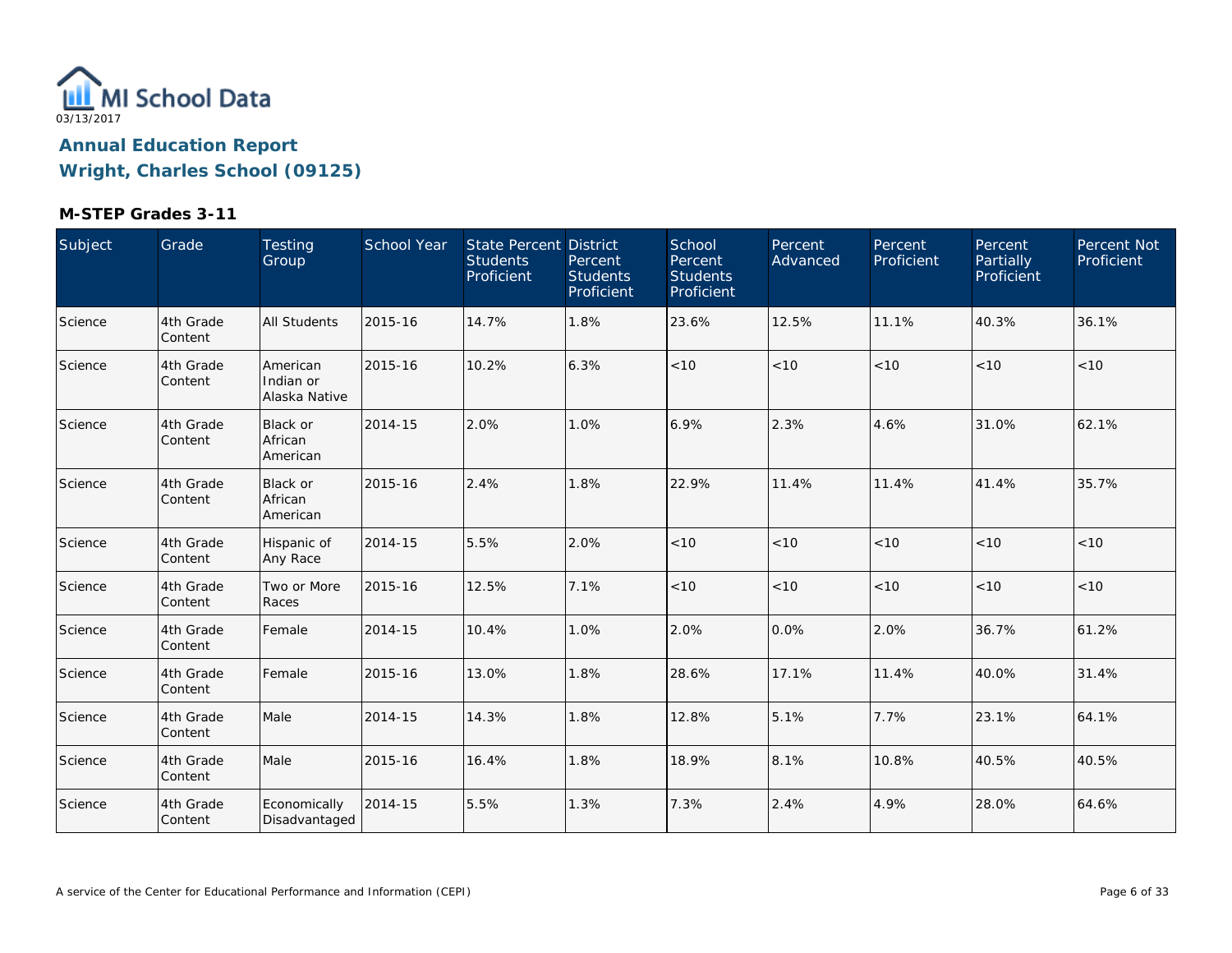# Annual Education Report

## Wright, Charles School (09125)

### M-STEP Grades 3-11

| Subject | Grade | Testing Group | School Year | State Percent Students Proficient | District Percent Students Proficient | School Percent Students Proficient | Percent Advanced | Percent Proficient | Percent Partially Proficient | Percent Not Proficient |
|---|---|---|---|---|---|---|---|---|---|---|
| Science | 4th Grade Content | All Students | 2015-16 | 14.7% | 1.8% | 23.6% | 12.5% | 11.1% | 40.3% | 36.1% |
| Science | 4th Grade Content | American Indian or Alaska Native | 2015-16 | 10.2% | 6.3% | <10 | <10 | <10 | <10 | <10 |
| Science | 4th Grade Content | Black or African American | 2014-15 | 2.0% | 1.0% | 6.9% | 2.3% | 4.6% | 31.0% | 62.1% |
| Science | 4th Grade Content | Black or African American | 2015-16 | 2.4% | 1.8% | 22.9% | 11.4% | 11.4% | 41.4% | 35.7% |
| Science | 4th Grade Content | Hispanic of Any Race | 2014-15 | 5.5% | 2.0% | <10 | <10 | <10 | <10 | <10 |
| Science | 4th Grade Content | Two or More Races | 2015-16 | 12.5% | 7.1% | <10 | <10 | <10 | <10 | <10 |
| Science | 4th Grade Content | Female | 2014-15 | 10.4% | 1.0% | 2.0% | 0.0% | 2.0% | 36.7% | 61.2% |
| Science | 4th Grade Content | Female | 2015-16 | 13.0% | 1.8% | 28.6% | 17.1% | 11.4% | 40.0% | 31.4% |
| Science | 4th Grade Content | Male | 2014-15 | 14.3% | 1.8% | 12.8% | 5.1% | 7.7% | 23.1% | 64.1% |
| Science | 4th Grade Content | Male | 2015-16 | 16.4% | 1.8% | 18.9% | 8.1% | 10.8% | 40.5% | 40.5% |
| Science | 4th Grade Content | Economically Disadvantaged | 2014-15 | 5.5% | 1.3% | 7.3% | 2.4% | 4.9% | 28.0% | 64.6% |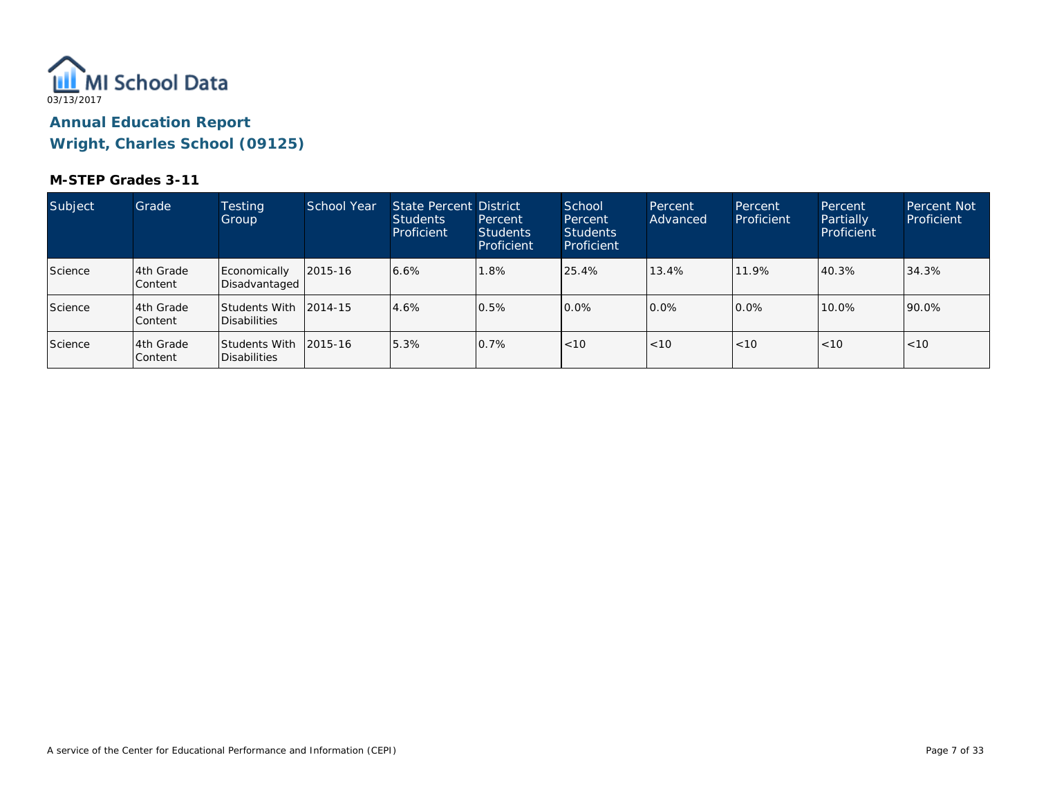MI School Data
03/13/2017

## Annual Education Report
## Wright, Charles School (09125)

### M-STEP Grades 3-11

| Subject | Grade | Testing Group | School Year | State Percent Students Proficient | District Percent Students Proficient | School Percent Students Proficient | Percent Advanced | Percent Proficient | Percent Partially Proficient | Percent Not Proficient |
|---|---|---|---|---|---|---|---|---|---|---|
| Science | 4th Grade Content | Economically Disadvantaged | 2015-16 | 6.6% | 1.8% | 25.4% | 13.4% | 11.9% | 40.3% | 34.3% |
| Science | 4th Grade Content | Students With Disabilities | 2014-15 | 4.6% | 0.5% | 0.0% | 0.0% | 0.0% | 10.0% | 90.0% |
| Science | 4th Grade Content | Students With Disabilities | 2015-16 | 5.3% | 0.7% | <10 | <10 | <10 | <10 | <10 |

A service of the Center for Educational Performance and Information (CEPI)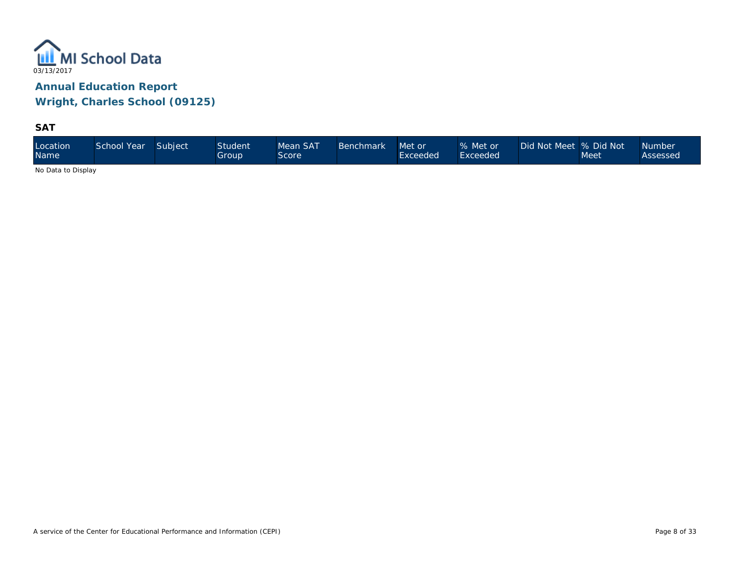# Annual Education Report

## Wright, Charles School (09125)

### SAT

| Location Name | School Year | Subject | Student Group | Mean SAT Score | Benchmark | Met or Exceeded | % Met or Exceeded | Did Not Meet | % Did Not Meet | Number Assessed |
|---|---|---|---|---|---|---|---|---|---|---|

No Data to Display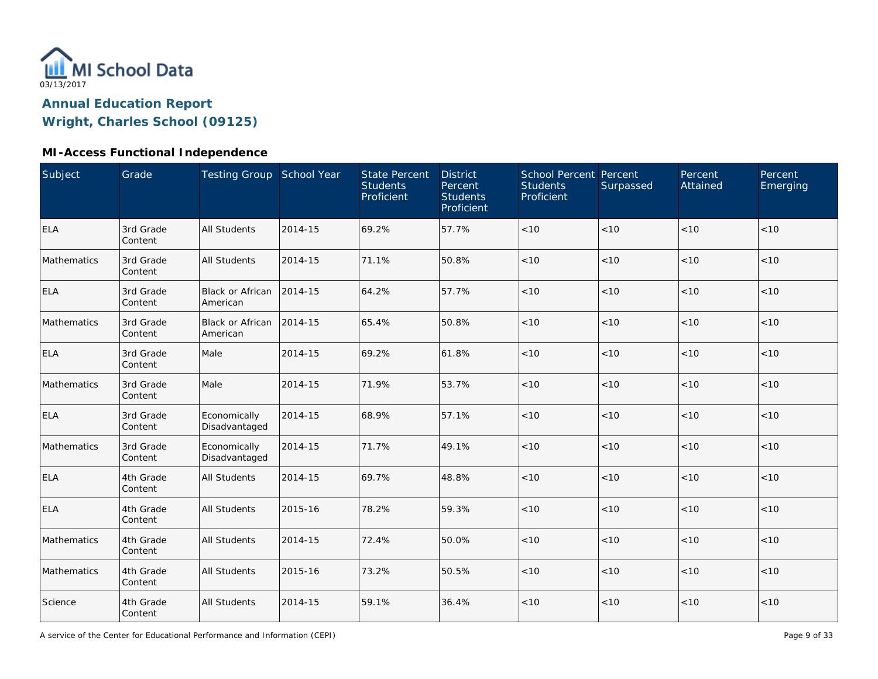MI School Data

03/13/2017

## Annual Education Report
## Wright, Charles School (09125)

### MI-Access Functional Independence

| Subject | Grade | Testing Group | School Year | State Percent Students Proficient | District Percent Students Proficient | School Percent Students Proficient | Percent Surpassed | Percent Attained | Percent Emerging |
|---|---|---|---|---|---|---|---|---|---|
| ELA | 3rd Grade Content | All Students | 2014-15 | 69.2% | 57.7% | <10 | <10 | <10 | <10 |
| Mathematics | 3rd Grade Content | All Students | 2014-15 | 71.1% | 50.8% | <10 | <10 | <10 | <10 |
| ELA | 3rd Grade Content | Black or African American | 2014-15 | 64.2% | 57.7% | <10 | <10 | <10 | <10 |
| Mathematics | 3rd Grade Content | Black or African American | 2014-15 | 65.4% | 50.8% | <10 | <10 | <10 | <10 |
| ELA | 3rd Grade Content | Male | 2014-15 | 69.2% | 61.8% | <10 | <10 | <10 | <10 |
| Mathematics | 3rd Grade Content | Male | 2014-15 | 71.9% | 53.7% | <10 | <10 | <10 | <10 |
| ELA | 3rd Grade Content | Economically Disadvantaged | 2014-15 | 68.9% | 57.1% | <10 | <10 | <10 | <10 |
| Mathematics | 3rd Grade Content | Economically Disadvantaged | 2014-15 | 71.7% | 49.1% | <10 | <10 | <10 | <10 |
| ELA | 4th Grade Content | All Students | 2014-15 | 69.7% | 48.8% | <10 | <10 | <10 | <10 |
| ELA | 4th Grade Content | All Students | 2015-16 | 78.2% | 59.3% | <10 | <10 | <10 | <10 |
| Mathematics | 4th Grade Content | All Students | 2014-15 | 72.4% | 50.0% | <10 | <10 | <10 | <10 |
| Mathematics | 4th Grade Content | All Students | 2015-16 | 73.2% | 50.5% | <10 | <10 | <10 | <10 |
| Science | 4th Grade Content | All Students | 2014-15 | 59.1% | 36.4% | <10 | <10 | <10 | <10 |

A service of the Center for Educational Performance and Information (CEPI)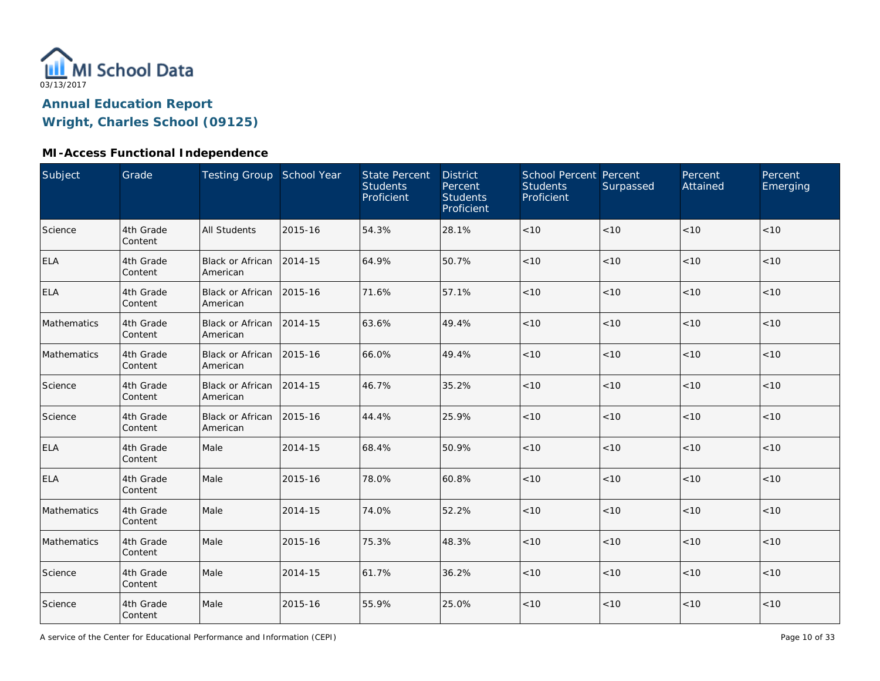MI School Data
03/13/2017

# Annual Education Report
# Wright, Charles School (09125)

### MI-Access Functional Independence

| Subject | Grade | Testing Group | School Year | State Percent Students Proficient | District Percent Students Proficient | School Percent Students Proficient | Percent Surpassed | Percent Attained | Percent Emerging |
| --- | --- | --- | --- | --- | --- | --- | --- | --- | --- |
| Science | 4th Grade Content | All Students | 2015-16 | 54.3% | 28.1% | <10 | <10 | <10 | <10 |
| ELA | 4th Grade Content | Black or African American | 2014-15 | 64.9% | 50.7% | <10 | <10 | <10 | <10 |
| ELA | 4th Grade Content | Black or African American | 2015-16 | 71.6% | 57.1% | <10 | <10 | <10 | <10 |
| Mathematics | 4th Grade Content | Black or African American | 2014-15 | 63.6% | 49.4% | <10 | <10 | <10 | <10 |
| Mathematics | 4th Grade Content | Black or African American | 2015-16 | 66.0% | 49.4% | <10 | <10 | <10 | <10 |
| Science | 4th Grade Content | Black or African American | 2014-15 | 46.7% | 35.2% | <10 | <10 | <10 | <10 |
| Science | 4th Grade Content | Black or African American | 2015-16 | 44.4% | 25.9% | <10 | <10 | <10 | <10 |
| ELA | 4th Grade Content | Male | 2014-15 | 68.4% | 50.9% | <10 | <10 | <10 | <10 |
| ELA | 4th Grade Content | Male | 2015-16 | 78.0% | 60.8% | <10 | <10 | <10 | <10 |
| Mathematics | 4th Grade Content | Male | 2014-15 | 74.0% | 52.2% | <10 | <10 | <10 | <10 |
| Mathematics | 4th Grade Content | Male | 2015-16 | 75.3% | 48.3% | <10 | <10 | <10 | <10 |
| Science | 4th Grade Content | Male | 2014-15 | 61.7% | 36.2% | <10 | <10 | <10 | <10 |
| Science | 4th Grade Content | Male | 2015-16 | 55.9% | 25.0% | <10 | <10 | <10 | <10 |

A service of the Center for Educational Performance and Information (CEPI)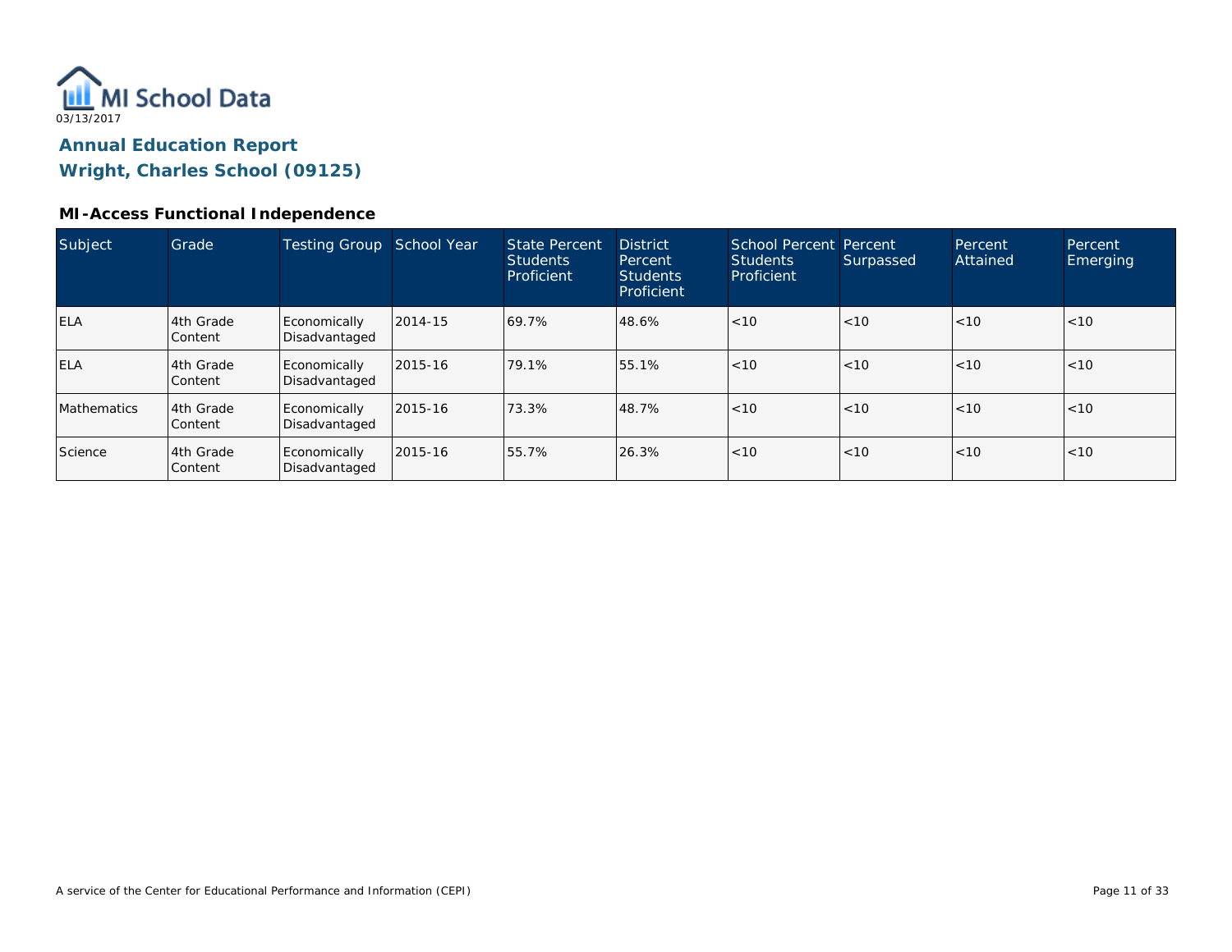# Annual Education Report

## Wright, Charles School (09125)

### MI-Access Functional Independence

| Subject | Grade | Testing Group | School Year | State Percent Students Proficient | District Percent Students Proficient | School Percent Students Proficient | Percent Surpassed | Percent Attained | Percent Emerging |
|---|---|---|---|---|---|---|---|---|---|
| ELA | 4th Grade Content | Economically Disadvantaged | 2014-15 | 69.7% | 48.6% | <10 | <10 | <10 | <10 |
| ELA | 4th Grade Content | Economically Disadvantaged | 2015-16 | 79.1% | 55.1% | <10 | <10 | <10 | <10 |
| Mathematics | 4th Grade Content | Economically Disadvantaged | 2015-16 | 73.3% | 48.7% | <10 | <10 | <10 | <10 |
| Science | 4th Grade Content | Economically Disadvantaged | 2015-16 | 55.7% | 26.3% | <10 | <10 | <10 | <10 |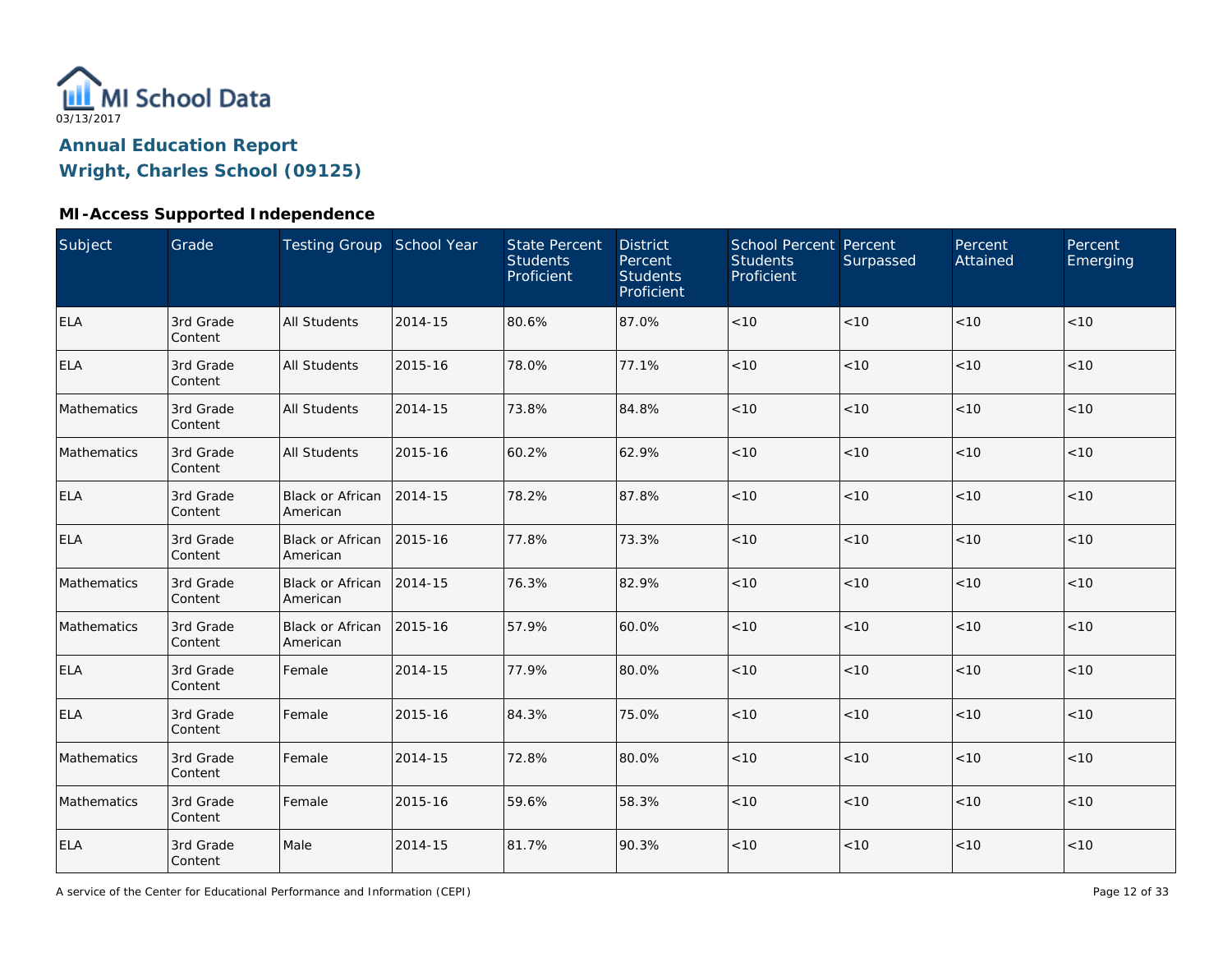MI School Data

03/13/2017

## Annual Education Report

## Wright, Charles School (09125)

### MI-Access Supported Independence

| Subject | Grade | Testing Group | School Year | State Percent Students Proficient | District Percent Students Proficient | School Percent Students Proficient | Percent Surpassed | Percent Attained | Percent Emerging |
|---|---|---|---|---|---|---|---|---|---|
| ELA | 3rd Grade Content | All Students | 2014-15 | 80.6% | 87.0% | <10 | <10 | <10 | <10 |
| ELA | 3rd Grade Content | All Students | 2015-16 | 78.0% | 77.1% | <10 | <10 | <10 | <10 |
| Mathematics | 3rd Grade Content | All Students | 2014-15 | 73.8% | 84.8% | <10 | <10 | <10 | <10 |
| Mathematics | 3rd Grade Content | All Students | 2015-16 | 60.2% | 62.9% | <10 | <10 | <10 | <10 |
| ELA | 3rd Grade Content | Black or African American | 2014-15 | 78.2% | 87.8% | <10 | <10 | <10 | <10 |
| ELA | 3rd Grade Content | Black or African American | 2015-16 | 77.8% | 73.3% | <10 | <10 | <10 | <10 |
| Mathematics | 3rd Grade Content | Black or African American | 2014-15 | 76.3% | 82.9% | <10 | <10 | <10 | <10 |
| Mathematics | 3rd Grade Content | Black or African American | 2015-16 | 57.9% | 60.0% | <10 | <10 | <10 | <10 |
| ELA | 3rd Grade Content | Female | 2014-15 | 77.9% | 80.0% | <10 | <10 | <10 | <10 |
| ELA | 3rd Grade Content | Female | 2015-16 | 84.3% | 75.0% | <10 | <10 | <10 | <10 |
| Mathematics | 3rd Grade Content | Female | 2014-15 | 72.8% | 80.0% | <10 | <10 | <10 | <10 |
| Mathematics | 3rd Grade Content | Female | 2015-16 | 59.6% | 58.3% | <10 | <10 | <10 | <10 |
| ELA | 3rd Grade Content | Male | 2014-15 | 81.7% | 90.3% | <10 | <10 | <10 | <10 |

A service of the Center for Educational Performance and Information (CEPI)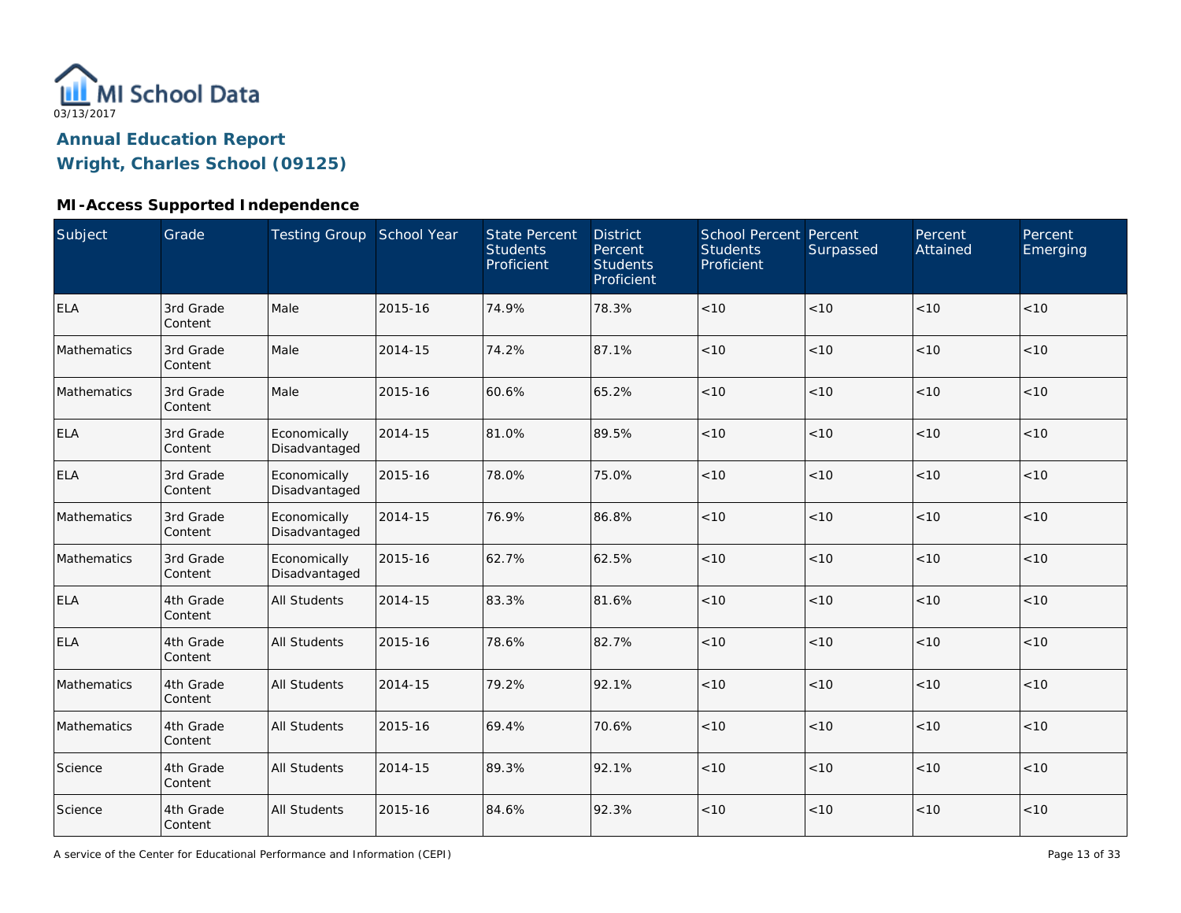# Annual Education Report

## Wright, Charles School (09125)

### MI-Access Supported Independence

| Subject | Grade | Testing Group | School Year | State Percent Students Proficient | District Percent Students Proficient | School Percent Students Proficient | Percent Surpassed | Percent Attained | Percent Emerging |
|---|---|---|---|---|---|---|---|---|---|
| ELA | 3rd Grade Content | Male | 2015-16 | 74.9% | 78.3% | <10 | <10 | <10 | <10 |
| Mathematics | 3rd Grade Content | Male | 2014-15 | 74.2% | 87.1% | <10 | <10 | <10 | <10 |
| Mathematics | 3rd Grade Content | Male | 2015-16 | 60.6% | 65.2% | <10 | <10 | <10 | <10 |
| ELA | 3rd Grade Content | Economically Disadvantaged | 2014-15 | 81.0% | 89.5% | <10 | <10 | <10 | <10 |
| ELA | 3rd Grade Content | Economically Disadvantaged | 2015-16 | 78.0% | 75.0% | <10 | <10 | <10 | <10 |
| Mathematics | 3rd Grade Content | Economically Disadvantaged | 2014-15 | 76.9% | 86.8% | <10 | <10 | <10 | <10 |
| Mathematics | 3rd Grade Content | Economically Disadvantaged | 2015-16 | 62.7% | 62.5% | <10 | <10 | <10 | <10 |
| ELA | 4th Grade Content | All Students | 2014-15 | 83.3% | 81.6% | <10 | <10 | <10 | <10 |
| ELA | 4th Grade Content | All Students | 2015-16 | 78.6% | 82.7% | <10 | <10 | <10 | <10 |
| Mathematics | 4th Grade Content | All Students | 2014-15 | 79.2% | 92.1% | <10 | <10 | <10 | <10 |
| Mathematics | 4th Grade Content | All Students | 2015-16 | 69.4% | 70.6% | <10 | <10 | <10 | <10 |
| Science | 4th Grade Content | All Students | 2014-15 | 89.3% | 92.1% | <10 | <10 | <10 | <10 |
| Science | 4th Grade Content | All Students | 2015-16 | 84.6% | 92.3% | <10 | <10 | <10 | <10 |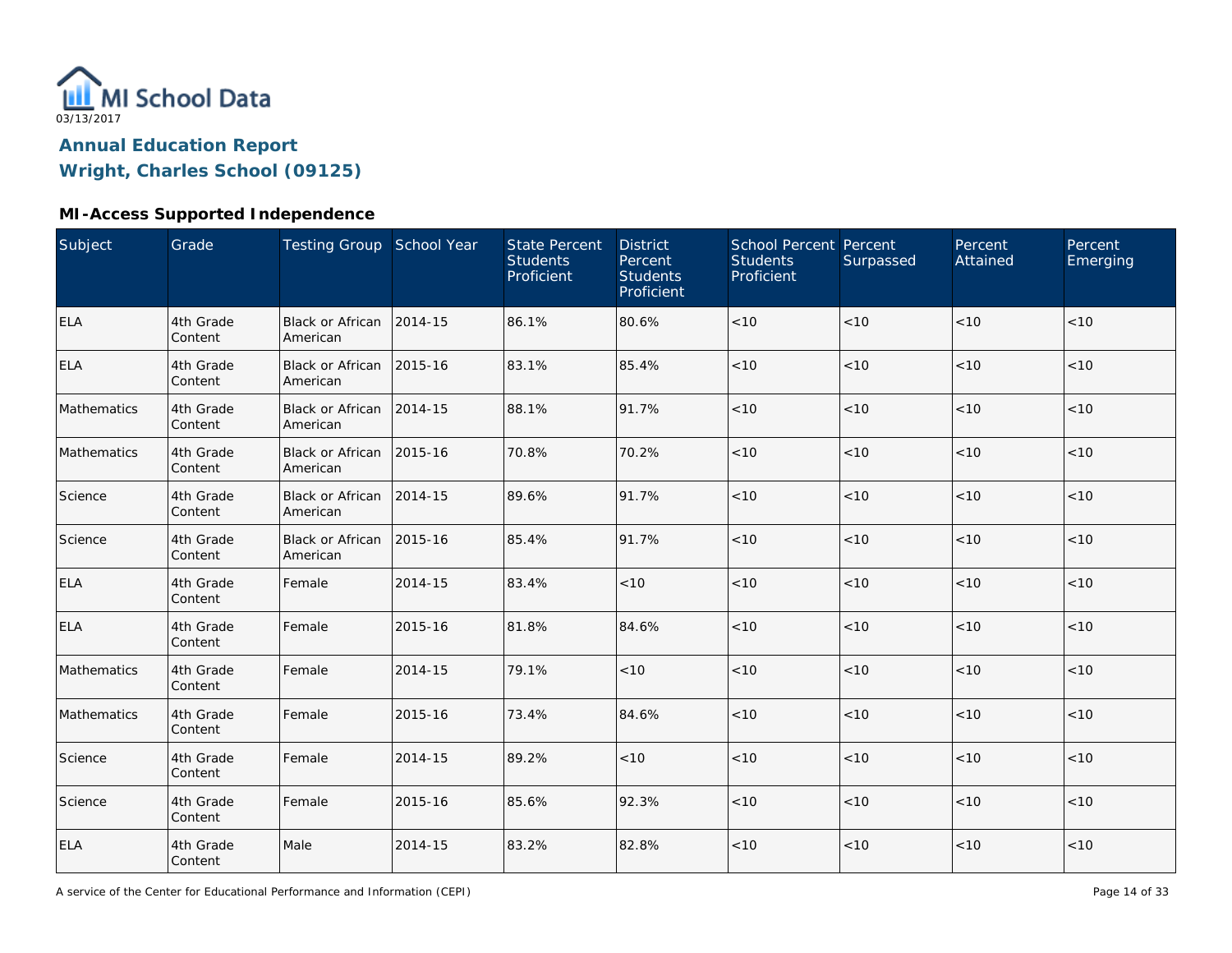# Annual Education Report
## Wright, Charles School (09125)

### MI-Access Supported Independence

| Subject | Grade | Testing Group | School Year | State Percent Students Proficient | District Percent Students Proficient | School Percent Students Proficient | Percent Surpassed | Percent Attained | Percent Emerging |
|---|---|---|---|---|---|---|---|---|---|
| ELA | 4th Grade Content | Black or African American | 2014-15 | 86.1% | 80.6% | <10 | <10 | <10 | <10 |
| ELA | 4th Grade Content | Black or African American | 2015-16 | 83.1% | 85.4% | <10 | <10 | <10 | <10 |
| Mathematics | 4th Grade Content | Black or African American | 2014-15 | 88.1% | 91.7% | <10 | <10 | <10 | <10 |
| Mathematics | 4th Grade Content | Black or African American | 2015-16 | 70.8% | 70.2% | <10 | <10 | <10 | <10 |
| Science | 4th Grade Content | Black or African American | 2014-15 | 89.6% | 91.7% | <10 | <10 | <10 | <10 |
| Science | 4th Grade Content | Black or African American | 2015-16 | 85.4% | 91.7% | <10 | <10 | <10 | <10 |
| ELA | 4th Grade Content | Female | 2014-15 | 83.4% | <10 | <10 | <10 | <10 | <10 |
| ELA | 4th Grade Content | Female | 2015-16 | 81.8% | 84.6% | <10 | <10 | <10 | <10 |
| Mathematics | 4th Grade Content | Female | 2014-15 | 79.1% | <10 | <10 | <10 | <10 | <10 |
| Mathematics | 4th Grade Content | Female | 2015-16 | 73.4% | 84.6% | <10 | <10 | <10 | <10 |
| Science | 4th Grade Content | Female | 2014-15 | 89.2% | <10 | <10 | <10 | <10 | <10 |
| Science | 4th Grade Content | Female | 2015-16 | 85.6% | 92.3% | <10 | <10 | <10 | <10 |
| ELA | 4th Grade Content | Male | 2014-15 | 83.2% | 82.8% | <10 | <10 | <10 | <10 |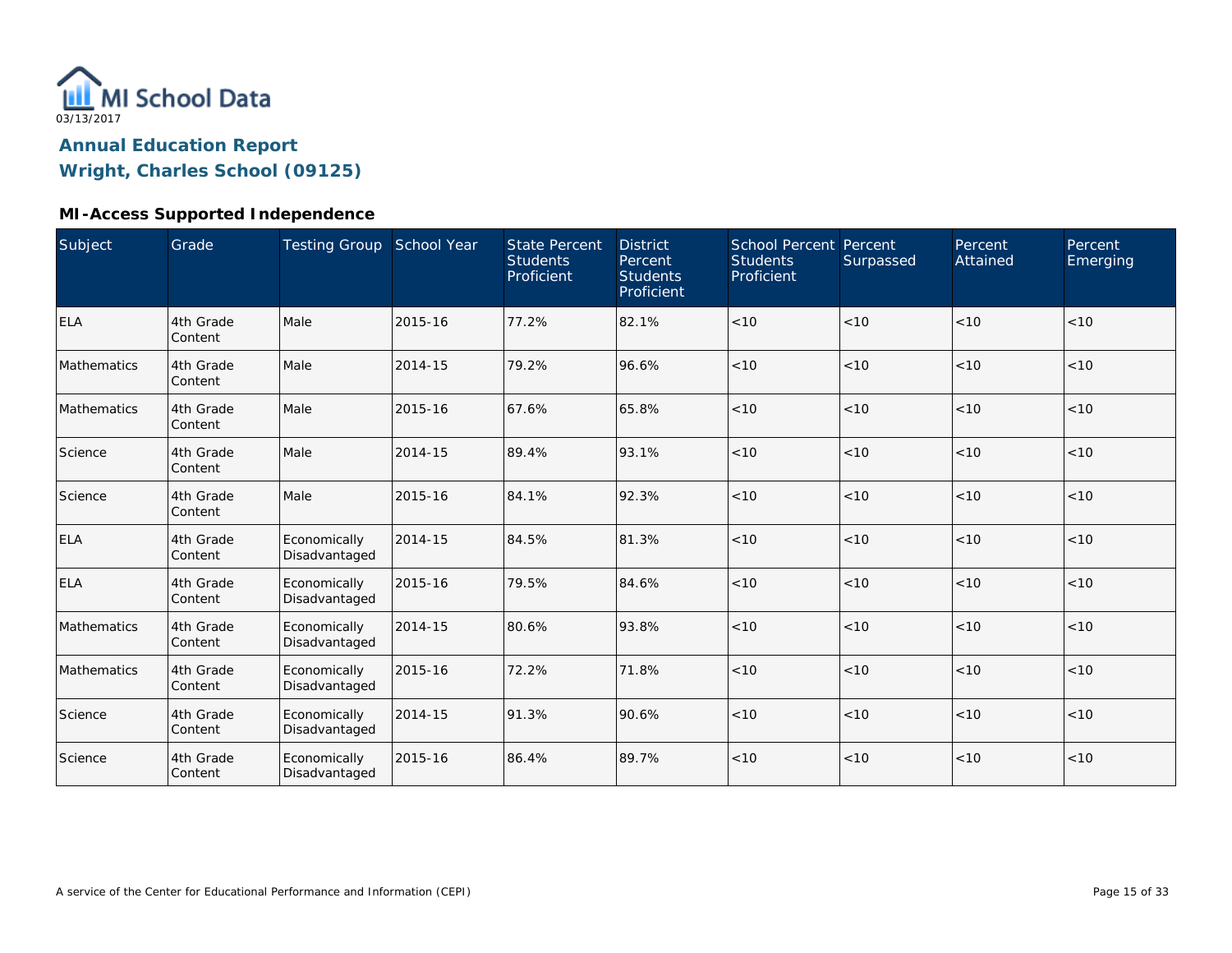MI School Data

03/13/2017

## Annual Education Report

## Wright, Charles School (09125)

### MI-Access Supported Independence

| Subject | Grade | Testing Group | School Year | State Percent Students Proficient | District Percent Students Proficient | School Percent Students Proficient | Percent Surpassed | Percent Attained | Percent Emerging |
|---|---|---|---|---|---|---|---|---|---|
| ELA | 4th Grade Content | Male | 2015-16 | 77.2% | 82.1% | <10 | <10 | <10 | <10 |
| Mathematics | 4th Grade Content | Male | 2014-15 | 79.2% | 96.6% | <10 | <10 | <10 | <10 |
| Mathematics | 4th Grade Content | Male | 2015-16 | 67.6% | 65.8% | <10 | <10 | <10 | <10 |
| Science | 4th Grade Content | Male | 2014-15 | 89.4% | 93.1% | <10 | <10 | <10 | <10 |
| Science | 4th Grade Content | Male | 2015-16 | 84.1% | 92.3% | <10 | <10 | <10 | <10 |
| ELA | 4th Grade Content | Economically Disadvantaged | 2014-15 | 84.5% | 81.3% | <10 | <10 | <10 | <10 |
| ELA | 4th Grade Content | Economically Disadvantaged | 2015-16 | 79.5% | 84.6% | <10 | <10 | <10 | <10 |
| Mathematics | 4th Grade Content | Economically Disadvantaged | 2014-15 | 80.6% | 93.8% | <10 | <10 | <10 | <10 |
| Mathematics | 4th Grade Content | Economically Disadvantaged | 2015-16 | 72.2% | 71.8% | <10 | <10 | <10 | <10 |
| Science | 4th Grade Content | Economically Disadvantaged | 2014-15 | 91.3% | 90.6% | <10 | <10 | <10 | <10 |
| Science | 4th Grade Content | Economically Disadvantaged | 2015-16 | 86.4% | 89.7% | <10 | <10 | <10 | <10 |

A service of the Center for Educational Performance and Information (CEPI)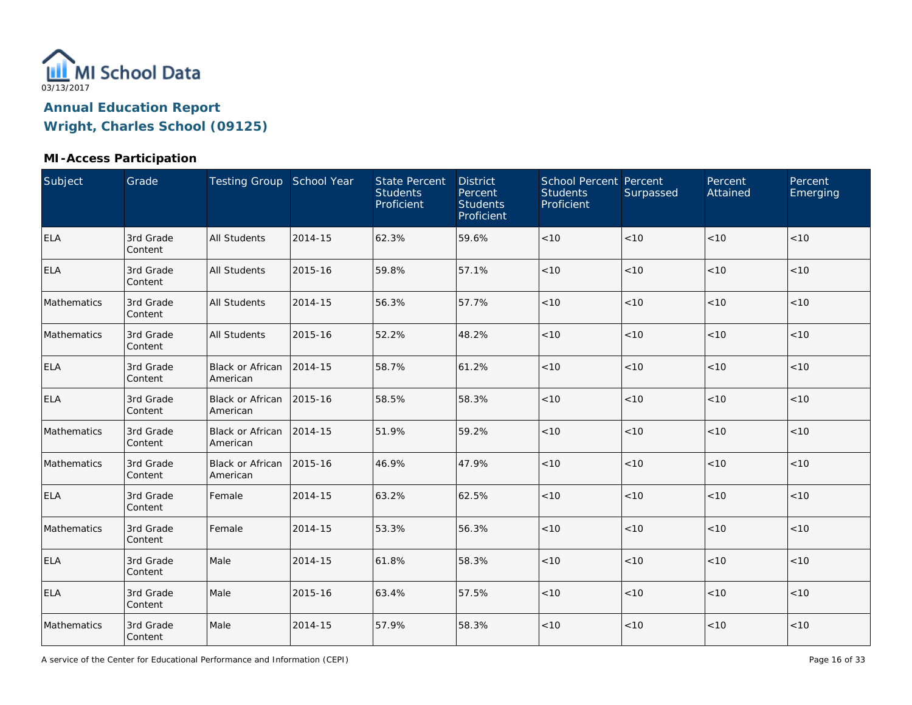# Annual Education Report

## Wright, Charles School (09125)

### MI-Access Participation

| Subject | Grade | Testing Group | School Year | State Percent Students Proficient | District Percent Students Proficient | School Percent Students Proficient | Percent Surpassed | Percent Attained | Percent Emerging |
|---|---|---|---|---|---|---|---|---|---|
| ELA | 3rd Grade Content | All Students | 2014-15 | 62.3% | 59.6% | <10 | <10 | <10 | <10 |
| ELA | 3rd Grade Content | All Students | 2015-16 | 59.8% | 57.1% | <10 | <10 | <10 | <10 |
| Mathematics | 3rd Grade Content | All Students | 2014-15 | 56.3% | 57.7% | <10 | <10 | <10 | <10 |
| Mathematics | 3rd Grade Content | All Students | 2015-16 | 52.2% | 48.2% | <10 | <10 | <10 | <10 |
| ELA | 3rd Grade Content | Black or African American | 2014-15 | 58.7% | 61.2% | <10 | <10 | <10 | <10 |
| ELA | 3rd Grade Content | Black or African American | 2015-16 | 58.5% | 58.3% | <10 | <10 | <10 | <10 |
| Mathematics | 3rd Grade Content | Black or African American | 2014-15 | 51.9% | 59.2% | <10 | <10 | <10 | <10 |
| Mathematics | 3rd Grade Content | Black or African American | 2015-16 | 46.9% | 47.9% | <10 | <10 | <10 | <10 |
| ELA | 3rd Grade Content | Female | 2014-15 | 63.2% | 62.5% | <10 | <10 | <10 | <10 |
| Mathematics | 3rd Grade Content | Female | 2014-15 | 53.3% | 56.3% | <10 | <10 | <10 | <10 |
| ELA | 3rd Grade Content | Male | 2014-15 | 61.8% | 58.3% | <10 | <10 | <10 | <10 |
| ELA | 3rd Grade Content | Male | 2015-16 | 63.4% | 57.5% | <10 | <10 | <10 | <10 |
| Mathematics | 3rd Grade Content | Male | 2014-15 | 57.9% | 58.3% | <10 | <10 | <10 | <10 |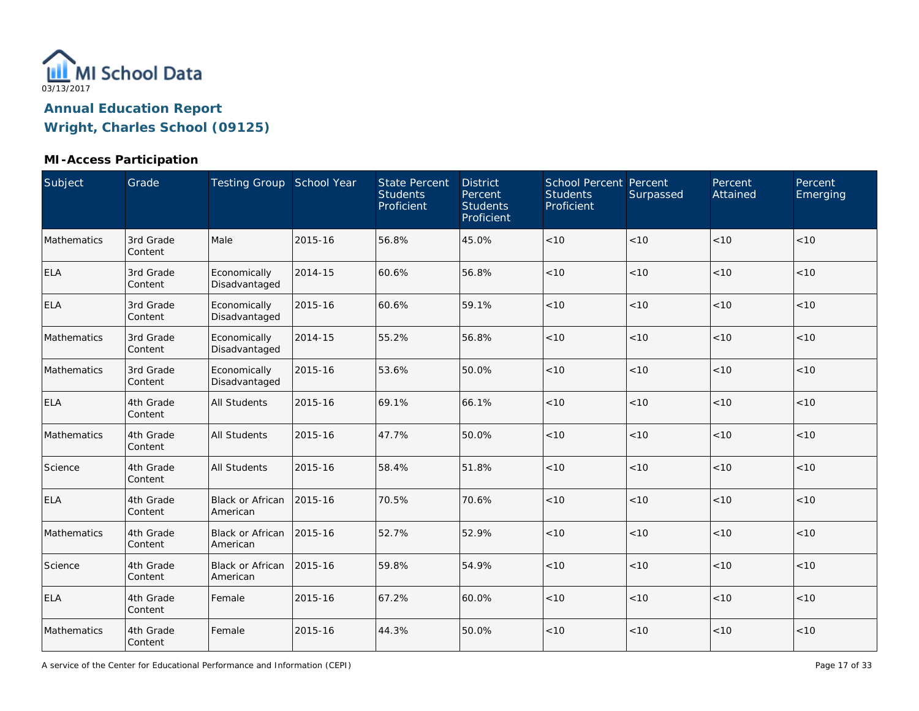MI School Data

03/13/2017

## Annual Education Report

## Wright, Charles School (09125)

### MI-Access Participation

| Subject | Grade | Testing Group | School Year | State Percent Students Proficient | District Percent Students Proficient | School Percent Students Proficient | Percent Surpassed | Percent Attained | Percent Emerging |
|---|---|---|---|---|---|---|---|---|---|
| Mathematics | 3rd Grade Content | Male | 2015-16 | 56.8% | 45.0% | <10 | <10 | <10 | <10 |
| ELA | 3rd Grade Content | Economically Disadvantaged | 2014-15 | 60.6% | 56.8% | <10 | <10 | <10 | <10 |
| ELA | 3rd Grade Content | Economically Disadvantaged | 2015-16 | 60.6% | 59.1% | <10 | <10 | <10 | <10 |
| Mathematics | 3rd Grade Content | Economically Disadvantaged | 2014-15 | 55.2% | 56.8% | <10 | <10 | <10 | <10 |
| Mathematics | 3rd Grade Content | Economically Disadvantaged | 2015-16 | 53.6% | 50.0% | <10 | <10 | <10 | <10 |
| ELA | 4th Grade Content | All Students | 2015-16 | 69.1% | 66.1% | <10 | <10 | <10 | <10 |
| Mathematics | 4th Grade Content | All Students | 2015-16 | 47.7% | 50.0% | <10 | <10 | <10 | <10 |
| Science | 4th Grade Content | All Students | 2015-16 | 58.4% | 51.8% | <10 | <10 | <10 | <10 |
| ELA | 4th Grade Content | Black or African American | 2015-16 | 70.5% | 70.6% | <10 | <10 | <10 | <10 |
| Mathematics | 4th Grade Content | Black or African American | 2015-16 | 52.7% | 52.9% | <10 | <10 | <10 | <10 |
| Science | 4th Grade Content | Black or African American | 2015-16 | 59.8% | 54.9% | <10 | <10 | <10 | <10 |
| ELA | 4th Grade Content | Female | 2015-16 | 67.2% | 60.0% | <10 | <10 | <10 | <10 |
| Mathematics | 4th Grade Content | Female | 2015-16 | 44.3% | 50.0% | <10 | <10 | <10 | <10 |

A service of the Center for Educational Performance and Information (CEPI)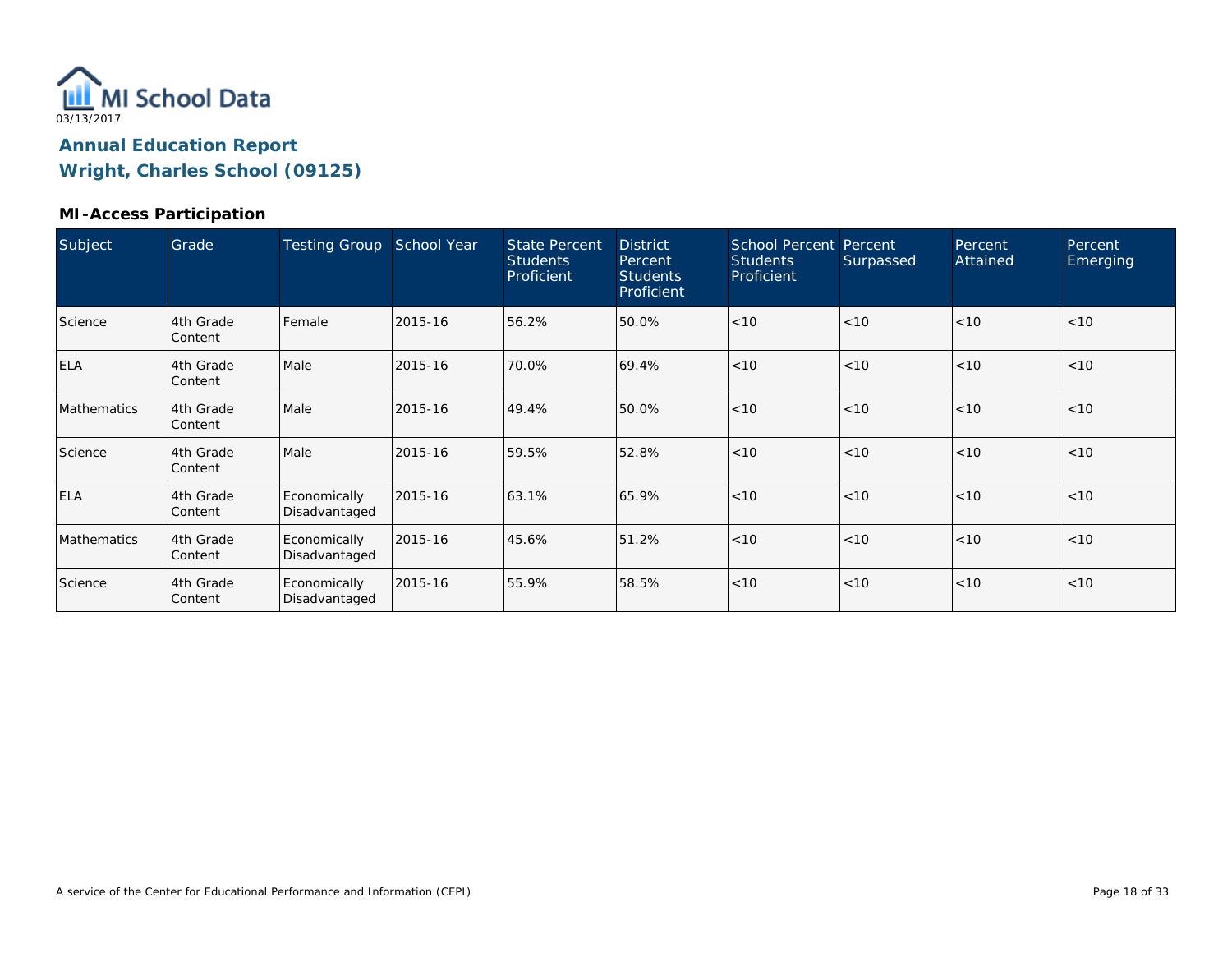MI School Data
03/13/2017

# Annual Education Report
# Wright, Charles School (09125)

### MI-Access Participation

| Subject | Grade | Testing Group | School Year | State Percent Students Proficient | District Percent Students Proficient | School Percent Students Proficient | Percent Surpassed | Percent Attained | Percent Emerging |
|---|---|---|---|---|---|---|---|---|---|
| Science | 4th Grade Content | Female | 2015-16 | 56.2% | 50.0% | <10 | <10 | <10 | <10 |
| ELA | 4th Grade Content | Male | 2015-16 | 70.0% | 69.4% | <10 | <10 | <10 | <10 |
| Mathematics | 4th Grade Content | Male | 2015-16 | 49.4% | 50.0% | <10 | <10 | <10 | <10 |
| Science | 4th Grade Content | Male | 2015-16 | 59.5% | 52.8% | <10 | <10 | <10 | <10 |
| ELA | 4th Grade Content | Economically Disadvantaged | 2015-16 | 63.1% | 65.9% | <10 | <10 | <10 | <10 |
| Mathematics | 4th Grade Content | Economically Disadvantaged | 2015-16 | 45.6% | 51.2% | <10 | <10 | <10 | <10 |
| Science | 4th Grade Content | Economically Disadvantaged | 2015-16 | 55.9% | 58.5% | <10 | <10 | <10 | <10 |

A service of the Center for Educational Performance and Information (CEPI)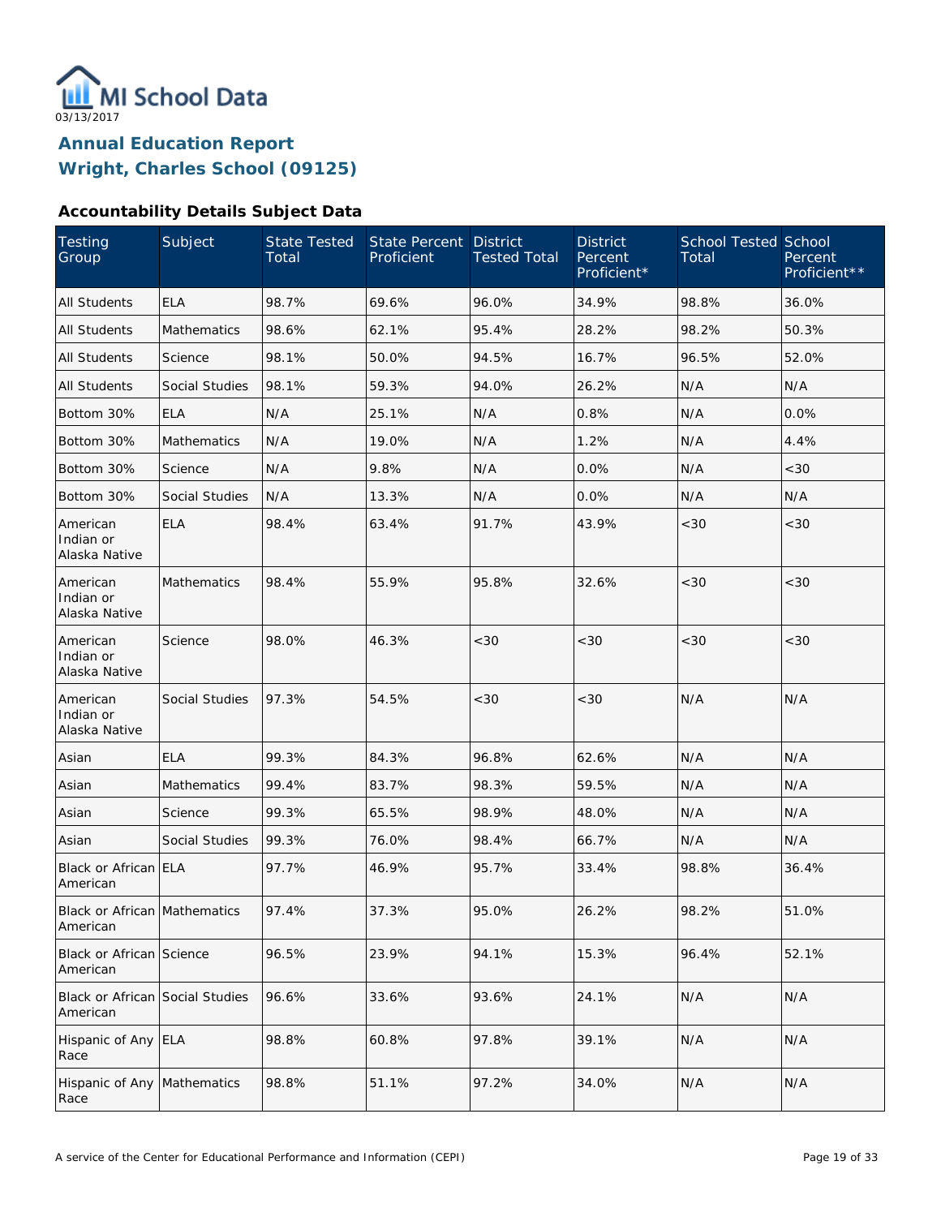MI School Data

03/13/2017

## Annual Education Report
## Wright, Charles School (09125)

### Accountability Details Subject Data

| Testing Group | Subject | State Tested Total | State Percent Proficient | District Tested Total | District Percent Proficient* | School Tested Total | School Percent Proficient** |
|---|---|---|---|---|---|---|---|
| All Students | ELA | 98.7% | 69.6% | 96.0% | 34.9% | 98.8% | 36.0% |
| All Students | Mathematics | 98.6% | 62.1% | 95.4% | 28.2% | 98.2% | 50.3% |
| All Students | Science | 98.1% | 50.0% | 94.5% | 16.7% | 96.5% | 52.0% |
| All Students | Social Studies | 98.1% | 59.3% | 94.0% | 26.2% | N/A | N/A |
| Bottom 30% | ELA | N/A | 25.1% | N/A | 0.8% | N/A | 0.0% |
| Bottom 30% | Mathematics | N/A | 19.0% | N/A | 1.2% | N/A | 4.4% |
| Bottom 30% | Science | N/A | 9.8% | N/A | 0.0% | N/A | <30 |
| Bottom 30% | Social Studies | N/A | 13.3% | N/A | 0.0% | N/A | N/A |
| American Indian or Alaska Native | ELA | 98.4% | 63.4% | 91.7% | 43.9% | <30 | <30 |
| American Indian or Alaska Native | Mathematics | 98.4% | 55.9% | 95.8% | 32.6% | <30 | <30 |
| American Indian or Alaska Native | Science | 98.0% | 46.3% | <30 | <30 | <30 | <30 |
| American Indian or Alaska Native | Social Studies | 97.3% | 54.5% | <30 | <30 | N/A | N/A |
| Asian | ELA | 99.3% | 84.3% | 96.8% | 62.6% | N/A | N/A |
| Asian | Mathematics | 99.4% | 83.7% | 98.3% | 59.5% | N/A | N/A |
| Asian | Science | 99.3% | 65.5% | 98.9% | 48.0% | N/A | N/A |
| Asian | Social Studies | 99.3% | 76.0% | 98.4% | 66.7% | N/A | N/A |
| Black or African American | ELA | 97.7% | 46.9% | 95.7% | 33.4% | 98.8% | 36.4% |
| Black or African American | Mathematics | 97.4% | 37.3% | 95.0% | 26.2% | 98.2% | 51.0% |
| Black or African American | Science | 96.5% | 23.9% | 94.1% | 15.3% | 96.4% | 52.1% |
| Black or African American | Social Studies | 96.6% | 33.6% | 93.6% | 24.1% | N/A | N/A |
| Hispanic of Any Race | ELA | 98.8% | 60.8% | 97.8% | 39.1% | N/A | N/A |
| Hispanic of Any Race | Mathematics | 98.8% | 51.1% | 97.2% | 34.0% | N/A | N/A |

A service of the Center for Educational Performance and Information (CEPI)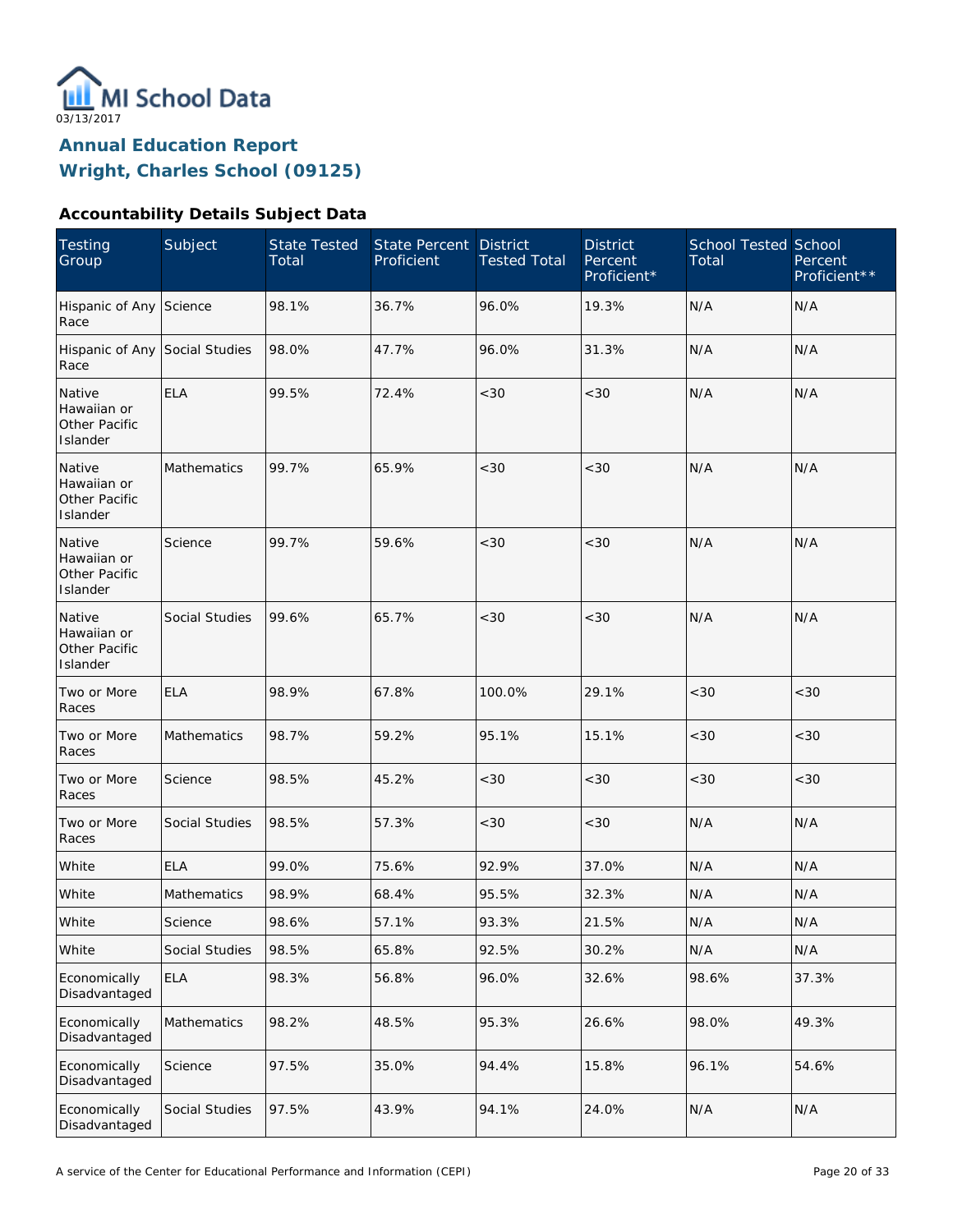MI School Data
03/13/2017

## Annual Education Report
## Wright, Charles School (09125)

### Accountability Details Subject Data

| Testing Group | Subject | State Tested Total | State Percent Proficient | District Tested Total | District Percent Proficient* | School Tested Total | School Percent Proficient** |
|---|---|---|---|---|---|---|---|
| Hispanic of Any Race | Science | 98.1% | 36.7% | 96.0% | 19.3% | N/A | N/A |
| Hispanic of Any Race | Social Studies | 98.0% | 47.7% | 96.0% | 31.3% | N/A | N/A |
| Native Hawaiian or Other Pacific Islander | ELA | 99.5% | 72.4% | <30 | <30 | N/A | N/A |
| Native Hawaiian or Other Pacific Islander | Mathematics | 99.7% | 65.9% | <30 | <30 | N/A | N/A |
| Native Hawaiian or Other Pacific Islander | Science | 99.7% | 59.6% | <30 | <30 | N/A | N/A |
| Native Hawaiian or Other Pacific Islander | Social Studies | 99.6% | 65.7% | <30 | <30 | N/A | N/A |
| Two or More Races | ELA | 98.9% | 67.8% | 100.0% | 29.1% | <30 | <30 |
| Two or More Races | Mathematics | 98.7% | 59.2% | 95.1% | 15.1% | <30 | <30 |
| Two or More Races | Science | 98.5% | 45.2% | <30 | <30 | <30 | <30 |
| Two or More Races | Social Studies | 98.5% | 57.3% | <30 | <30 | N/A | N/A |
| White | ELA | 99.0% | 75.6% | 92.9% | 37.0% | N/A | N/A |
| White | Mathematics | 98.9% | 68.4% | 95.5% | 32.3% | N/A | N/A |
| White | Science | 98.6% | 57.1% | 93.3% | 21.5% | N/A | N/A |
| White | Social Studies | 98.5% | 65.8% | 92.5% | 30.2% | N/A | N/A |
| Economically Disadvantaged | ELA | 98.3% | 56.8% | 96.0% | 32.6% | 98.6% | 37.3% |
| Economically Disadvantaged | Mathematics | 98.2% | 48.5% | 95.3% | 26.6% | 98.0% | 49.3% |
| Economically Disadvantaged | Science | 97.5% | 35.0% | 94.4% | 15.8% | 96.1% | 54.6% |
| Economically Disadvantaged | Social Studies | 97.5% | 43.9% | 94.1% | 24.0% | N/A | N/A |

A service of the Center for Educational Performance and Information (CEPI)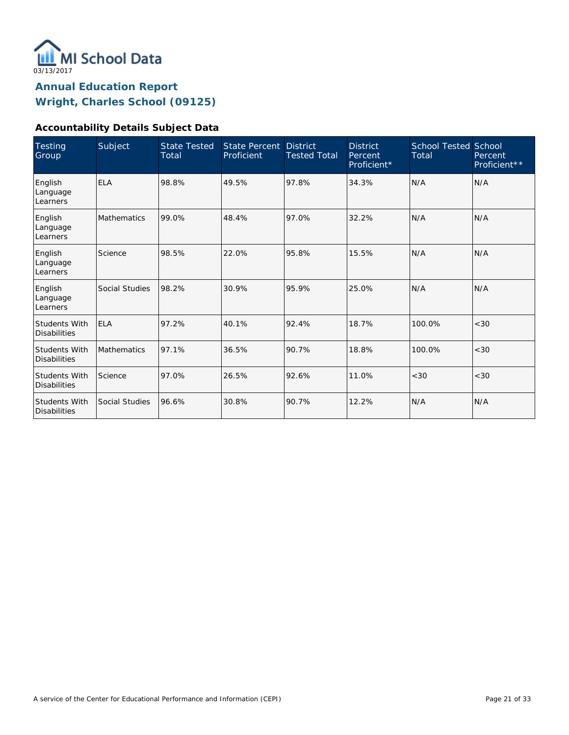MI School Data
03/13/2017

## Annual Education Report
## Wright, Charles School (09125)

### Accountability Details Subject Data

| Testing Group | Subject | State Tested Total | State Percent Proficient | District Tested Total | District Percent Proficient* | School Tested Total | School Percent Proficient** |
|---|---|---|---|---|---|---|---|
| English Language Learners | ELA | 98.8% | 49.5% | 97.8% | 34.3% | N/A | N/A |
| English Language Learners | Mathematics | 99.0% | 48.4% | 97.0% | 32.2% | N/A | N/A |
| English Language Learners | Science | 98.5% | 22.0% | 95.8% | 15.5% | N/A | N/A |
| English Language Learners | Social Studies | 98.2% | 30.9% | 95.9% | 25.0% | N/A | N/A |
| Students With Disabilities | ELA | 97.2% | 40.1% | 92.4% | 18.7% | 100.0% | <30 |
| Students With Disabilities | Mathematics | 97.1% | 36.5% | 90.7% | 18.8% | 100.0% | <30 |
| Students With Disabilities | Science | 97.0% | 26.5% | 92.6% | 11.0% | <30 | <30 |
| Students With Disabilities | Social Studies | 96.6% | 30.8% | 90.7% | 12.2% | N/A | N/A |

A service of the Center for Educational Performance and Information (CEPI)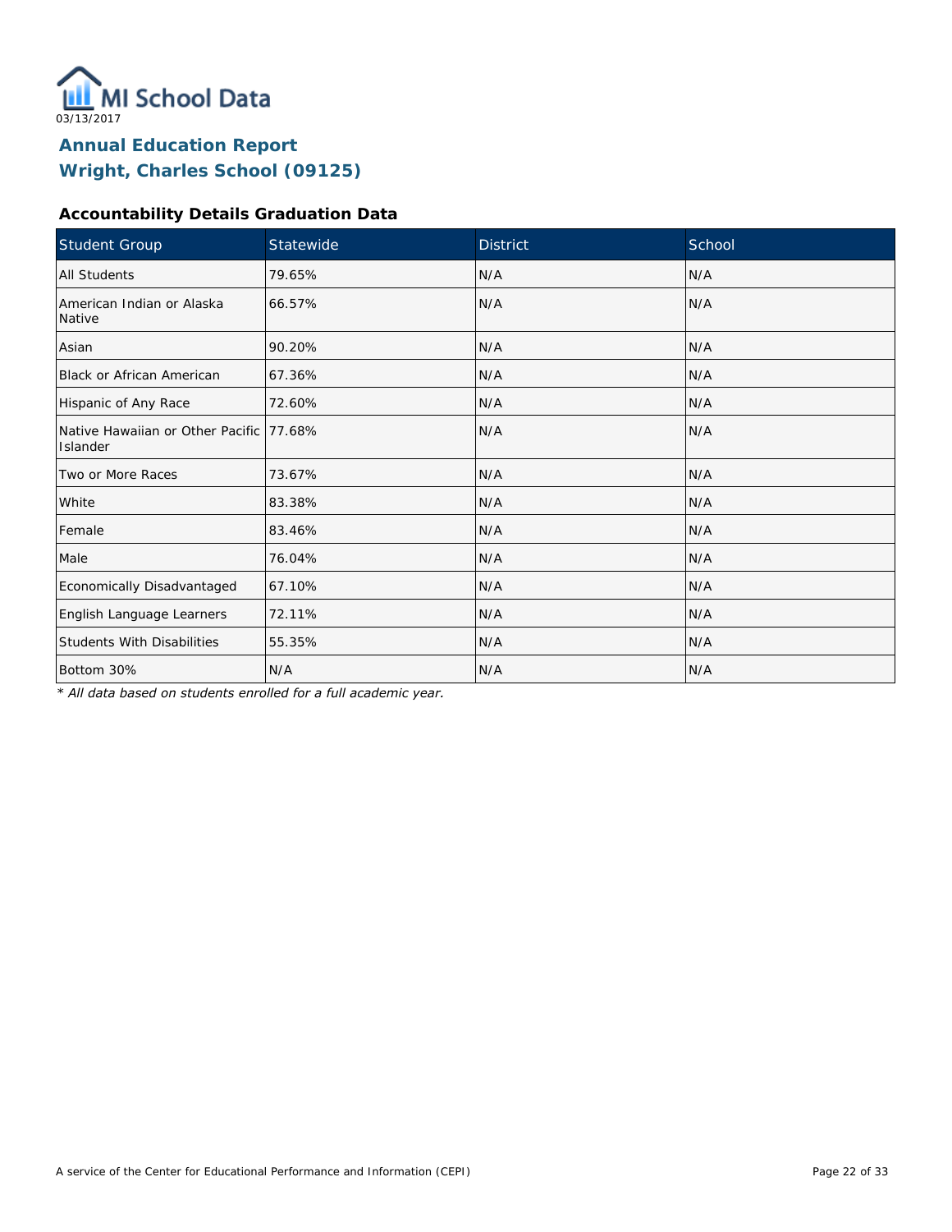MI School Data

03/13/2017

## Annual Education Report
## Wright, Charles School (09125)

### Accountability Details Graduation Data

| Student Group | Statewide | District | School |
| --- | --- | --- | --- |
| All Students | 79.65% | N/A | N/A |
| American Indian or Alaska Native | 66.57% | N/A | N/A |
| Asian | 90.20% | N/A | N/A |
| Black or African American | 67.36% | N/A | N/A |
| Hispanic of Any Race | 72.60% | N/A | N/A |
| Native Hawaiian or Other Pacific Islander | 77.68% | N/A | N/A |
| Two or More Races | 73.67% | N/A | N/A |
| White | 83.38% | N/A | N/A |
| Female | 83.46% | N/A | N/A |
| Male | 76.04% | N/A | N/A |
| Economically Disadvantaged | 67.10% | N/A | N/A |
| English Language Learners | 72.11% | N/A | N/A |
| Students With Disabilities | 55.35% | N/A | N/A |
| Bottom 30% | N/A | N/A | N/A |

*\* All data based on students enrolled for a full academic year.*

A service of the Center for Educational Performance and Information (CEPI)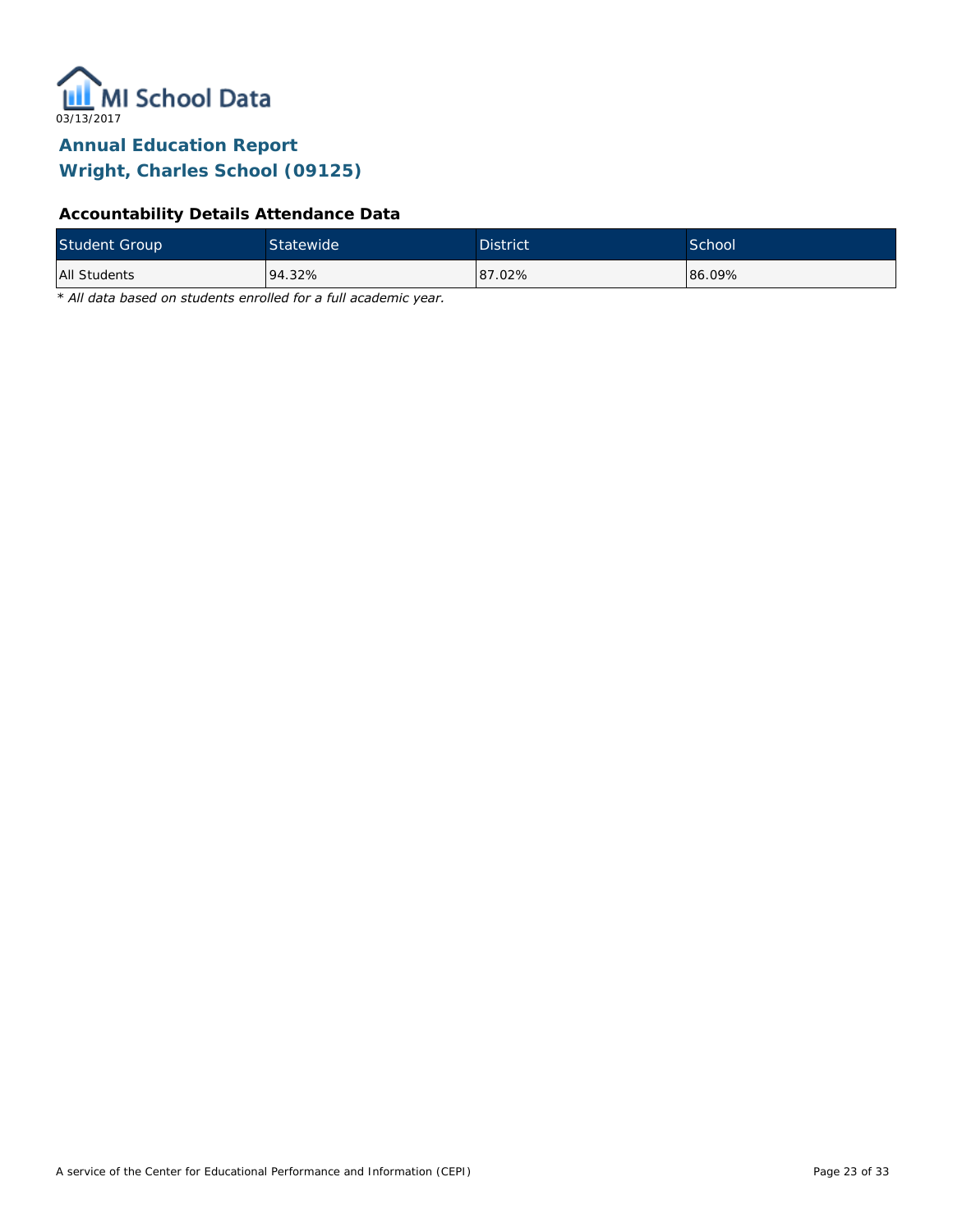MI School Data

03/13/2017

# Annual Education Report
# Wright, Charles School (09125)

### Accountability Details Attendance Data

| Student Group | Statewide | District | School |
|---|---|---|---|
| All Students | 94.32% | 87.02% | 86.09% |

*\* All data based on students enrolled for a full academic year.*

A service of the Center for Educational Performance and Information (CEPI)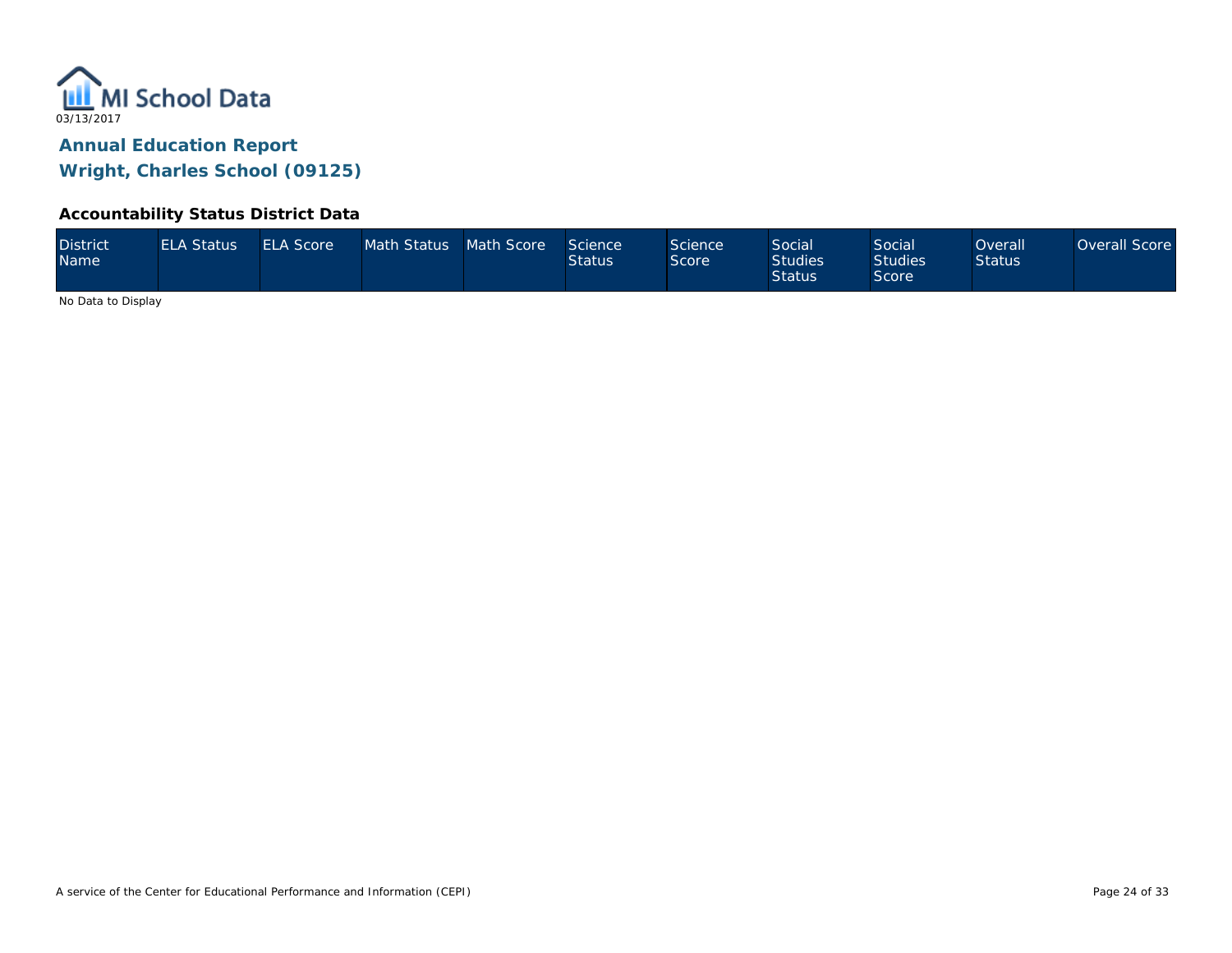MI School Data
03/13/2017

# Annual Education Report
## Wright, Charles School (09125)

### Accountability Status District Data

| District Name | ELA Status | ELA Score | Math Status | Math Score | Science Status | Science Score | Social Studies Status | Social Studies Score | Overall Status | Overall Score |
|---|---|---|---|---|---|---|---|---|---|---|

No Data to Display

A service of the Center for Educational Performance and Information (CEPI)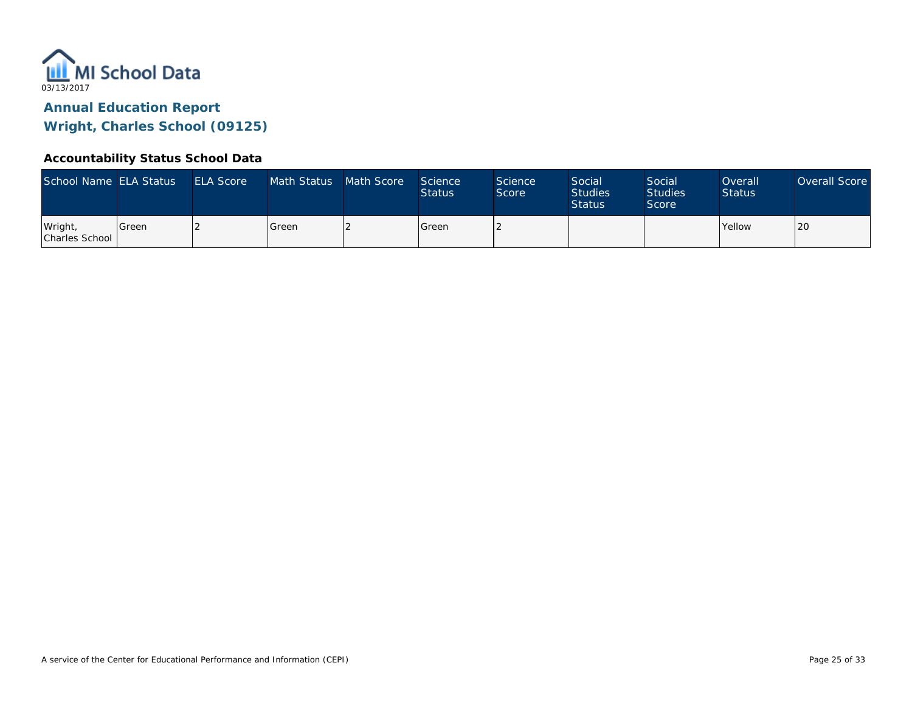MI School Data

03/13/2017

## Annual Education Report

## Wright, Charles School (09125)

### Accountability Status School Data

| School Name | ELA Status | ELA Score | Math Status | Math Score | Science Status | Science Score | Social Studies Status | Social Studies Score | Overall Status | Overall Score |
|---|---|---|---|---|---|---|---|---|---|---|
| Wright, Charles School | Green | 2 | Green | 2 | Green | 2 | | | Yellow | 20 |

A service of the Center for Educational Performance and Information (CEPI)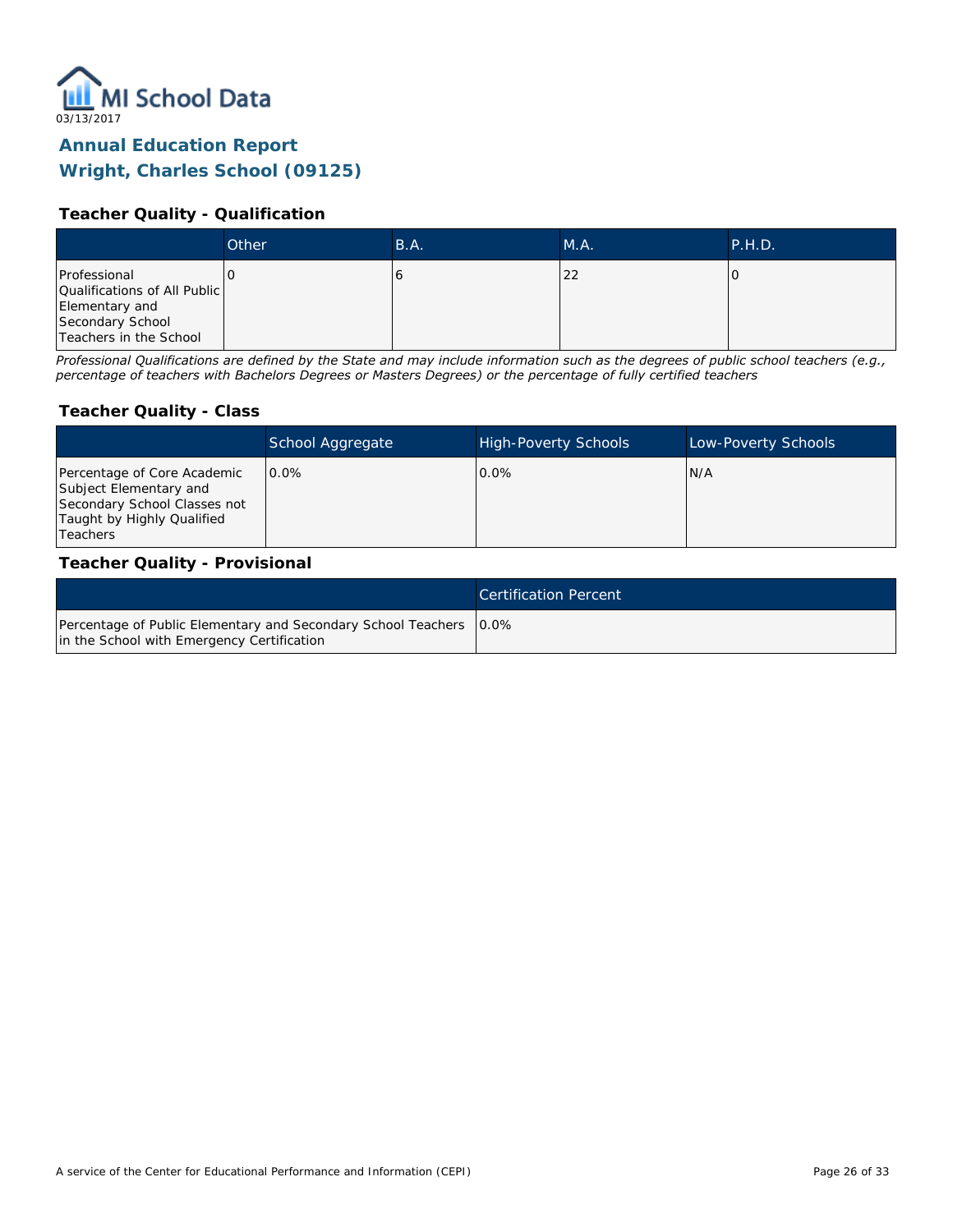MI School Data

03/13/2017

# Annual Education Report
# Wright, Charles School (09125)

### Teacher Quality - Qualification

| | Other | B.A. | M.A. | P.H.D. |
|---|---|---|---|---|
| Professional Qualifications of All Public Elementary and Secondary School Teachers in the School | 0 | 6 | 22 | 0 |

*Professional Qualifications are defined by the State and may include information such as the degrees of public school teachers (e.g., percentage of teachers with Bachelors Degrees or Masters Degrees) or the percentage of fully certified teachers*

### Teacher Quality - Class

| | School Aggregate | High-Poverty Schools | Low-Poverty Schools |
|---|---|---|---|
| Percentage of Core Academic Subject Elementary and Secondary School Classes not Taught by Highly Qualified Teachers | 0.0% | 0.0% | N/A |

### Teacher Quality - Provisional

| | Certification Percent |
|---|---|
| Percentage of Public Elementary and Secondary School Teachers in the School with Emergency Certification | 0.0% |

A service of the Center for Educational Performance and Information (CEPI)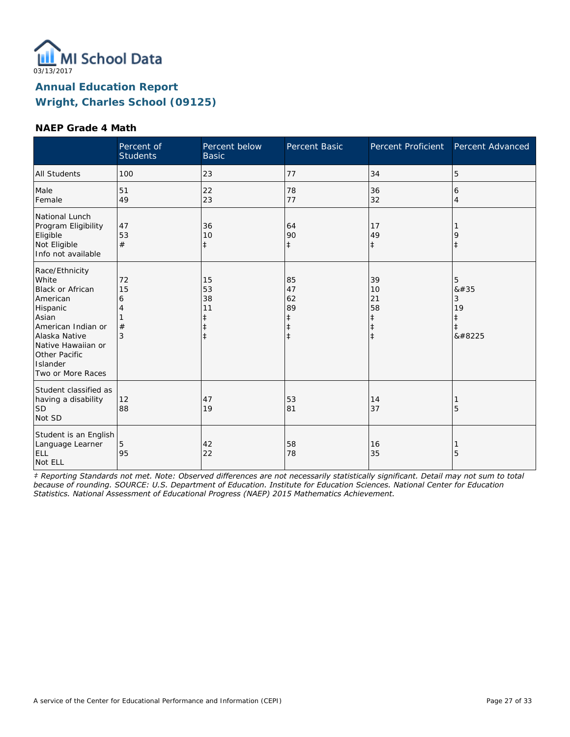03/13/2017

# Annual Education Report
# Wright, Charles School (09125)

### NAEP Grade 4 Math

| | Percent of Students | Percent below Basic | Percent Basic | Percent Proficient | Percent Advanced |
|---|---|---|---|---|---|
| All Students | 100 | 23 | 77 | 34 | 5 |
| Male<br>Female | 51<br>49 | 22<br>23 | 78<br>77 | 36<br>32 | 6<br>4 |
| National Lunch Program Eligibility<br>Eligible<br>Not Eligible<br>Info not available | 47<br>53<br># | 36<br>10<br>‡ | 64<br>90<br>‡ | 17<br>49<br>‡ | 1<br>9<br>‡ |
| Race/Ethnicity<br>White<br>Black or African American<br>Hispanic<br>Asian<br>American Indian or Alaska Native<br>Native Hawaiian or Other Pacific Islander<br>Two or More Races | 72<br>15<br>6<br>4<br>1<br>#<br>3 | 15<br>53<br>38<br>11<br>‡<br>‡<br>‡ | 85<br>47<br>62<br>89<br>‡<br>‡<br>‡ | 39<br>10<br>21<br>58<br>‡<br>‡<br>‡ | 5<br>&#35<br>3<br>19<br>‡<br>‡<br>&#8225 |
| Student classified as having a disability<br>SD<br>Not SD | 12<br>88 | 47<br>19 | 53<br>81 | 14<br>37 | 1<br>5 |
| Student is an English Language Learner<br>ELL<br>Not ELL | 5<br>95 | 42<br>22 | 58<br>78 | 16<br>35 | 1<br>5 |

*‡ Reporting Standards not met. Note: Observed differences are not necessarily statistically significant. Detail may not sum to total because of rounding. SOURCE: U.S. Department of Education. Institute for Education Sciences. National Center for Education Statistics. National Assessment of Educational Progress (NAEP) 2015 Mathematics Achievement.*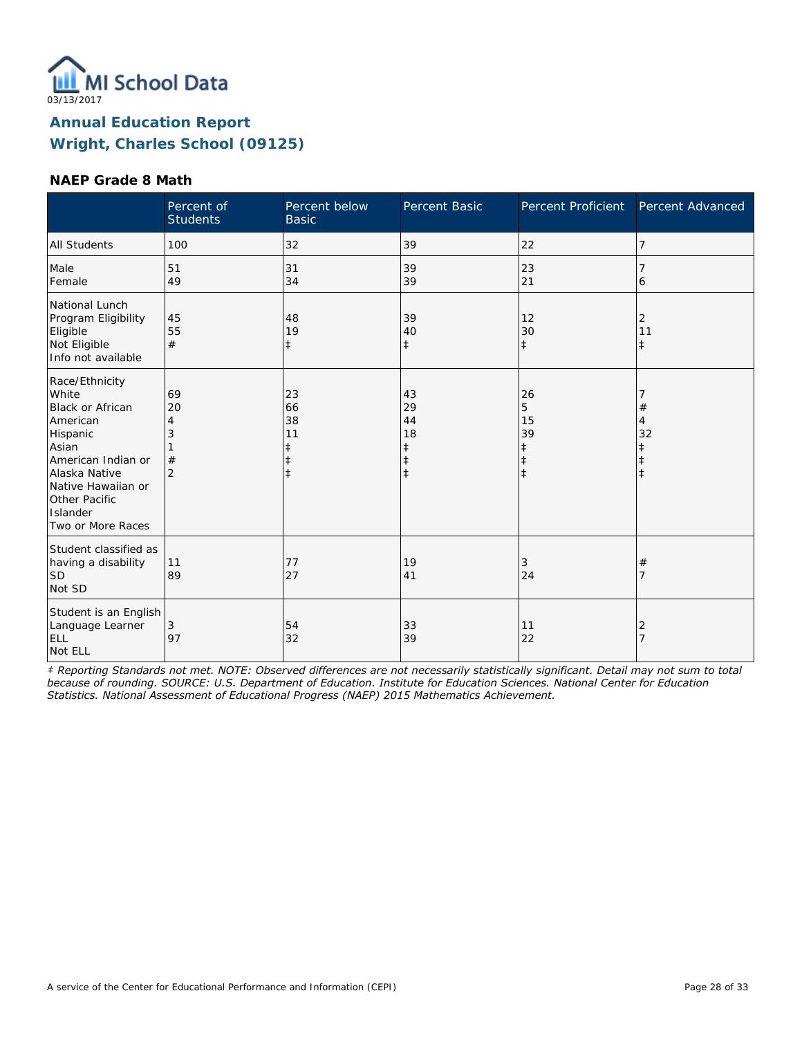MI School Data

03/13/2017

## Annual Education Report
## Wright, Charles School (09125)

### NAEP Grade 8 Math

| | Percent of Students | Percent below Basic | Percent Basic | Percent Proficient | Percent Advanced |
|---|---|---|---|---|---|
| All Students | 100 | 32 | 39 | 22 | 7 |
| Male | 51 | 31 | 39 | 23 | 7 |
| Female | 49 | 34 | 39 | 21 | 6 |
| National Lunch Program Eligibility | | | | | |
| Eligible | 45 | 48 | 39 | 12 | 2 |
| Not Eligible | 55 | 19 | 40 | 30 | 11 |
| Info not available | # | ‡ | ‡ | ‡ | ‡ |
| Race/Ethnicity | | | | | |
| White | 69 | 23 | 43 | 26 | 7 |
| Black or African American | 20 | 66 | 29 | 5 | # |
| Hispanic | 4 | 38 | 44 | 15 | 4 |
| Asian | 3 | 11 | 18 | 39 | 32 |
| American Indian or Alaska Native | 1 | ‡ | ‡ | ‡ | ‡ |
| Native Hawaiian or Other Pacific Islander | # | ‡ | ‡ | ‡ | ‡ |
| Two or More Races | 2 | ‡ | ‡ | ‡ | ‡ |
| Student classified as having a disability | | | | | |
| SD | 11 | 77 | 19 | 3 | # |
| Not SD | 89 | 27 | 41 | 24 | 7 |
| Student is an English Language Learner | | | | | |
| ELL | 3 | 54 | 33 | 11 | 2 |
| Not ELL | 97 | 32 | 39 | 22 | 7 |

*‡ Reporting Standards not met. NOTE: Observed differences are not necessarily statistically significant. Detail may not sum to total because of rounding. SOURCE: U.S. Department of Education. Institute for Education Sciences. National Center for Education Statistics. National Assessment of Educational Progress (NAEP) 2015 Mathematics Achievement.*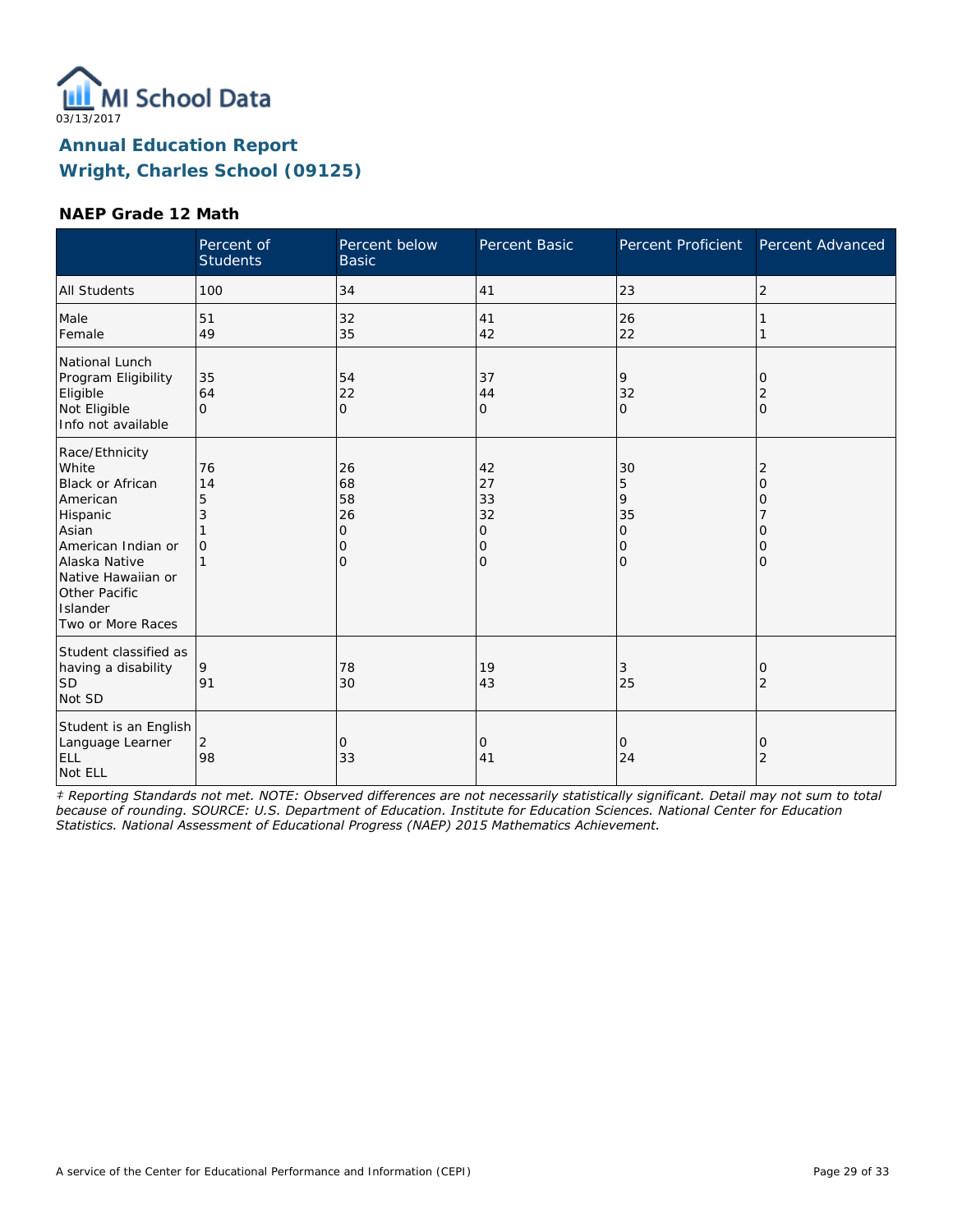03/13/2017

# Annual Education Report
## Wright, Charles School (09125)

### NAEP Grade 12 Math

| | Percent of Students | Percent below Basic | Percent Basic | Percent Proficient | Percent Advanced |
|---|---|---|---|---|---|
| All Students | 100 | 34 | 41 | 23 | 2 |
| Male | 51 | 32 | 41 | 26 | 1 |
| Female | 49 | 35 | 42 | 22 | 1 |
| National Lunch Program Eligibility | | | | | |
| Eligible | 35 | 54 | 37 | 9 | 0 |
| Not Eligible | 64 | 22 | 44 | 32 | 2 |
| Info not available | 0 | 0 | 0 | 0 | 0 |
| Race/Ethnicity | | | | | |
| White | 76 | 26 | 42 | 30 | 2 |
| Black or African American | 14 | 68 | 27 | 5 | 0 |
| Hispanic | 5 | 58 | 33 | 9 | 0 |
| Asian | 3 | 26 | 32 | 35 | 7 |
| American Indian or Alaska Native | 1 | 0 | 0 | 0 | 0 |
| Native Hawaiian or Other Pacific Islander | 0 | 0 | 0 | 0 | 0 |
| Two or More Races | 1 | 0 | 0 | 0 | 0 |
| Student classified as having a disability | | | | | |
| SD | 9 | 78 | 19 | 3 | 0 |
| Not SD | 91 | 30 | 43 | 25 | 2 |
| Student is an English Language Learner | | | | | |
| ELL | 2 | 0 | 0 | 0 | 0 |
| Not ELL | 98 | 33 | 41 | 24 | 2 |

*‡ Reporting Standards not met. NOTE: Observed differences are not necessarily statistically significant. Detail may not sum to total because of rounding. SOURCE: U.S. Department of Education. Institute for Education Sciences. National Center for Education Statistics. National Assessment of Educational Progress (NAEP) 2015 Mathematics Achievement.*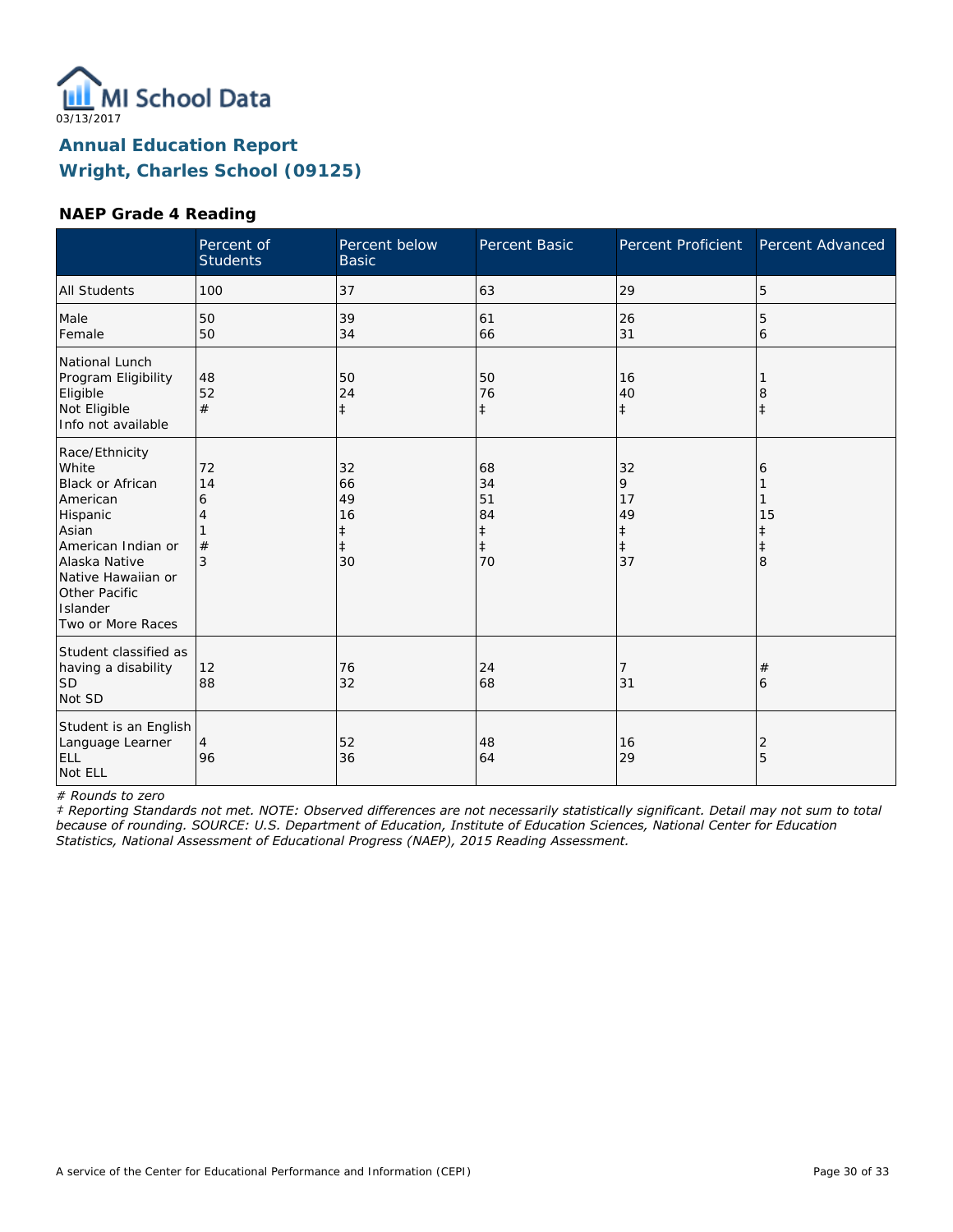03/13/2017

# Annual Education Report
# Wright, Charles School (09125)

### NAEP Grade 4 Reading

| | Percent of Students | Percent below Basic | Percent Basic | Percent Proficient | Percent Advanced |
|---|---|---|---|---|---|
| All Students | 100 | 37 | 63 | 29 | 5 |
| Male | 50 | 39 | 61 | 26 | 5 |
| Female | 50 | 34 | 66 | 31 | 6 |
| National Lunch Program Eligibility | | | | | |
| Eligible | 48 | 50 | 50 | 16 | 1 |
| Not Eligible | 52 | 24 | 76 | 40 | 8 |
| Info not available | # | ‡ | ‡ | ‡ | ‡ |
| Race/Ethnicity | | | | | |
| White | 72 | 32 | 68 | 32 | 6 |
| Black or African American | 14 | 66 | 34 | 9 | 1 |
| Hispanic | 6 | 49 | 51 | 17 | 1 |
| Asian | 4 | 16 | 84 | 49 | 15 |
| American Indian or Alaska Native | 1 | ‡ | ‡ | ‡ | ‡ |
| Native Hawaiian or Other Pacific Islander | # | ‡ | ‡ | ‡ | ‡ |
| Two or More Races | 3 | 30 | 70 | 37 | 8 |
| Student classified as having a disability | | | | | |
| SD | 12 | 76 | 24 | 7 | # |
| Not SD | 88 | 32 | 68 | 31 | 6 |
| Student is an English Language Learner | | | | | |
| ELL | 4 | 52 | 48 | 16 | 2 |
| Not ELL | 96 | 36 | 64 | 29 | 5 |

*# Rounds to zero*

*‡ Reporting Standards not met. NOTE: Observed differences are not necessarily statistically significant. Detail may not sum to total because of rounding. SOURCE: U.S. Department of Education, Institute of Education Sciences, National Center for Education Statistics, National Assessment of Educational Progress (NAEP), 2015 Reading Assessment.*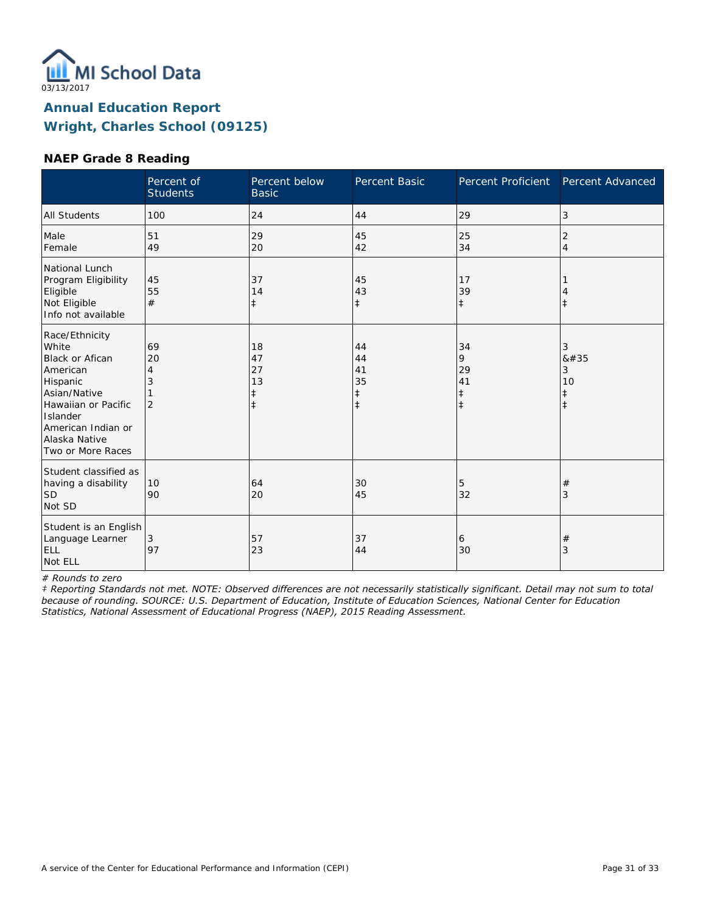MI School Data
03/13/2017

# Annual Education Report
# Wright, Charles School (09125)

### NAEP Grade 8 Reading

| | Percent of Students | Percent below Basic | Percent Basic | Percent Proficient | Percent Advanced |
|---|---|---|---|---|---|
| All Students | 100 | 24 | 44 | 29 | 3 |
| Male<br>Female | 51<br>49 | 29<br>20 | 45<br>42 | 25<br>34 | 2<br>4 |
| National Lunch Program Eligibility<br>Eligible<br>Not Eligible<br>Info not available | 45<br>55<br># | 37<br>14<br>‡ | 45<br>43<br>‡ | 17<br>39<br>‡ | 1<br>4<br>‡ |
| Race/Ethnicity<br>White<br>Black or Afican American<br>Hispanic<br>Asian/Native Hawaiian or Pacific Islander<br>American Indian or Alaska Native<br>Two or More Races | 69<br>20<br>4<br>3<br>1<br>2 | 18<br>47<br>27<br>13<br>‡<br>‡ | 44<br>44<br>41<br>35<br>‡<br>‡ | 34<br>9<br>29<br>41<br>‡<br>‡ | 3<br>&#35<br>3<br>10<br>‡<br>‡ |
| Student classified as having a disability<br>SD<br>Not SD | 10<br>90 | 64<br>20 | 30<br>45 | 5<br>32 | #<br>3 |
| Student is an English Language Learner<br>ELL<br>Not ELL | 3<br>97 | 57<br>23 | 37<br>44 | 6<br>30 | #<br>3 |

*# Rounds to zero*

*‡ Reporting Standards not met. NOTE: Observed differences are not necessarily statistically significant. Detail may not sum to total because of rounding. SOURCE: U.S. Department of Education, Institute of Education Sciences, National Center for Education Statistics, National Assessment of Educational Progress (NAEP), 2015 Reading Assessment.*

A service of the Center for Educational Performance and Information (CEPI)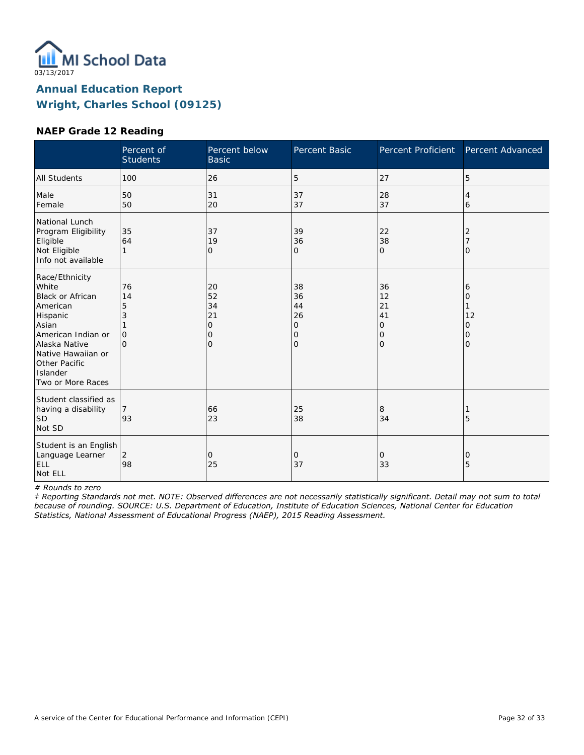03/13/2017

# Annual Education Report
## Wright, Charles School (09125)

### NAEP Grade 12 Reading

| | Percent of Students | Percent below Basic | Percent Basic | Percent Proficient | Percent Advanced |
|---|---|---|---|---|---|
| All Students | 100 | 26 | 5 | 27 | 5 |
| Male | 50 | 31 | 37 | 28 | 4 |
| Female | 50 | 20 | 37 | 37 | 6 |
| National Lunch Program Eligibility | | | | | |
| Eligible | 35 | 37 | 39 | 22 | 2 |
| Not Eligible | 64 | 19 | 36 | 38 | 7 |
| Info not available | 1 | 0 | 0 | 0 | 0 |
| Race/Ethnicity | | | | | |
| White | 76 | 20 | 38 | 36 | 6 |
| Black or African American | 14 | 52 | 36 | 12 | 0 |
| Hispanic | 5 | 34 | 44 | 21 | 1 |
| Asian | 3 | 21 | 26 | 41 | 12 |
| American Indian or Alaska Native | 1 | 0 | 0 | 0 | 0 |
| Native Hawaiian or Other Pacific Islander | 0 | 0 | 0 | 0 | 0 |
| Two or More Races | 0 | 0 | 0 | 0 | 0 |
| Student classified as having a disability | | | | | |
| SD | 7 | 66 | 25 | 8 | 1 |
| Not SD | 93 | 23 | 38 | 34 | 5 |
| Student is an English Language Learner | | | | | |
| ELL | 2 | 0 | 0 | 0 | 0 |
| Not ELL | 98 | 25 | 37 | 33 | 5 |

*# Rounds to zero*

*‡ Reporting Standards not met. NOTE: Observed differences are not necessarily statistically significant. Detail may not sum to total because of rounding. SOURCE: U.S. Department of Education, Institute of Education Sciences, National Center for Education Statistics, National Assessment of Educational Progress (NAEP), 2015 Reading Assessment.*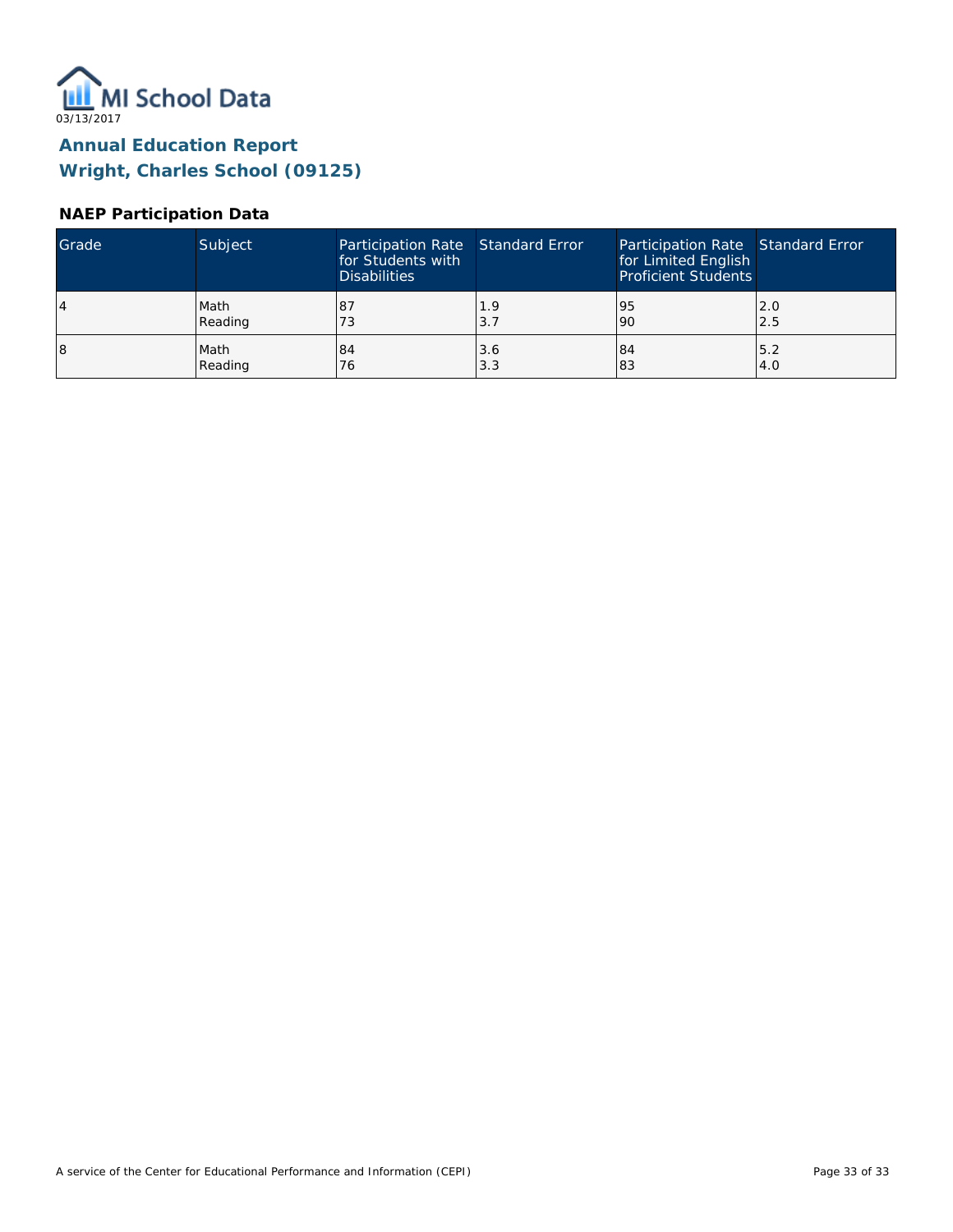MI School Data

03/13/2017

# Annual Education Report

## Wright, Charles School (09125)

### NAEP Participation Data

| Grade | Subject | Participation Rate for Students with Disabilities | Standard Error | Participation Rate for Limited English Proficient Students | Standard Error |
|---|---|---|---|---|---|
| 4 | Math<br>Reading | 87<br>73 | 1.9<br>3.7 | 95<br>90 | 2.0<br>2.5 |
| 8 | Math<br>Reading | 84<br>76 | 3.6<br>3.3 | 84<br>83 | 5.2<br>4.0 |

A service of the Center for Educational Performance and Information (CEPI)